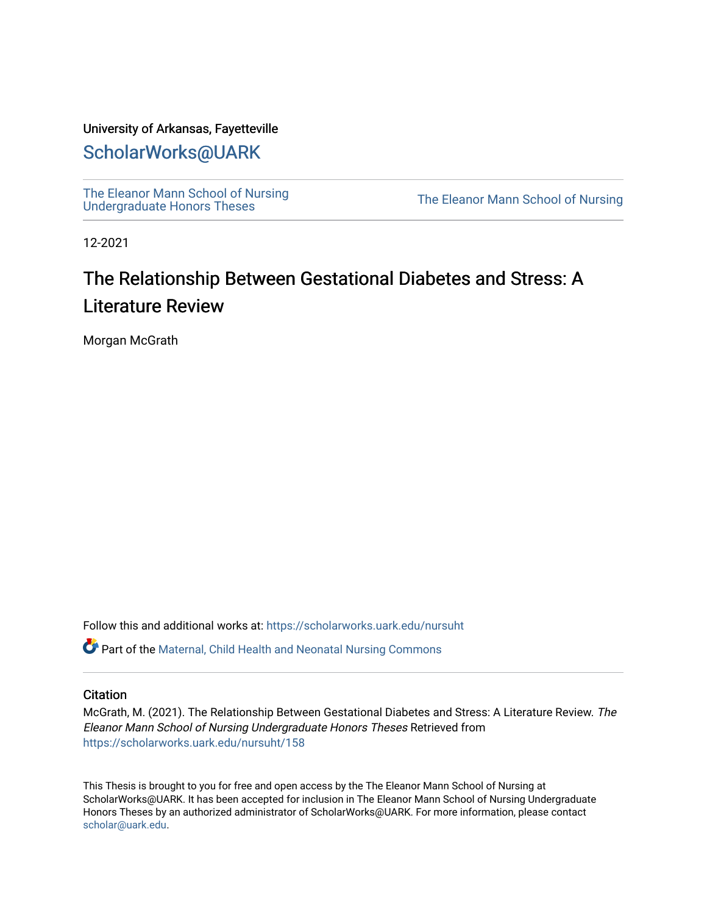University of Arkansas, Fayetteville

# ScholarWorks@UARK

The Eleanor Mann School of Nursing Undergraduate Honors Theses | The Eleanor Mann School of Nursing

12-2021

# The Relationship Between Gestational Diabetes and Stress: A Literature Review

Morgan McGrath

Follow this and additional works at: https://scholarworks.uark.edu/nursuht

Part of the Maternal, Child Health and Neonatal Nursing Commons

## Citation

McGrath, M. (2021). The Relationship Between Gestational Diabetes and Stress: A Literature Review. *The Eleanor Mann School of Nursing Undergraduate Honors Theses* Retrieved from https://scholarworks.uark.edu/nursuht/158

This Thesis is brought to you for free and open access by the The Eleanor Mann School of Nursing at ScholarWorks@UARK. It has been accepted for inclusion in The Eleanor Mann School of Nursing Undergraduate Honors Theses by an authorized administrator of ScholarWorks@UARK. For more information, please contact scholar@uark.edu.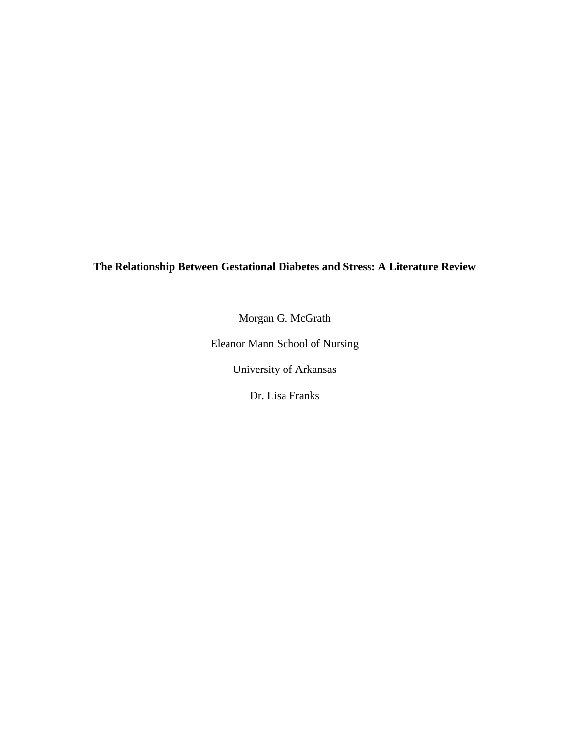**The Relationship Between Gestational Diabetes and Stress: A Literature Review**

Morgan G. McGrath

Eleanor Mann School of Nursing

University of Arkansas

Dr. Lisa Franks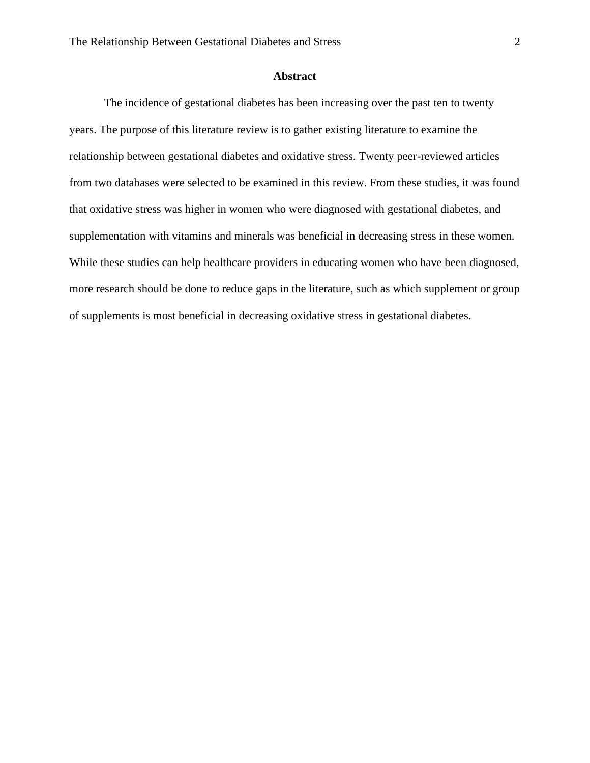## Abstract

The incidence of gestational diabetes has been increasing over the past ten to twenty years. The purpose of this literature review is to gather existing literature to examine the relationship between gestational diabetes and oxidative stress. Twenty peer-reviewed articles from two databases were selected to be examined in this review. From these studies, it was found that oxidative stress was higher in women who were diagnosed with gestational diabetes, and supplementation with vitamins and minerals was beneficial in decreasing stress in these women. While these studies can help healthcare providers in educating women who have been diagnosed, more research should be done to reduce gaps in the literature, such as which supplement or group of supplements is most beneficial in decreasing oxidative stress in gestational diabetes.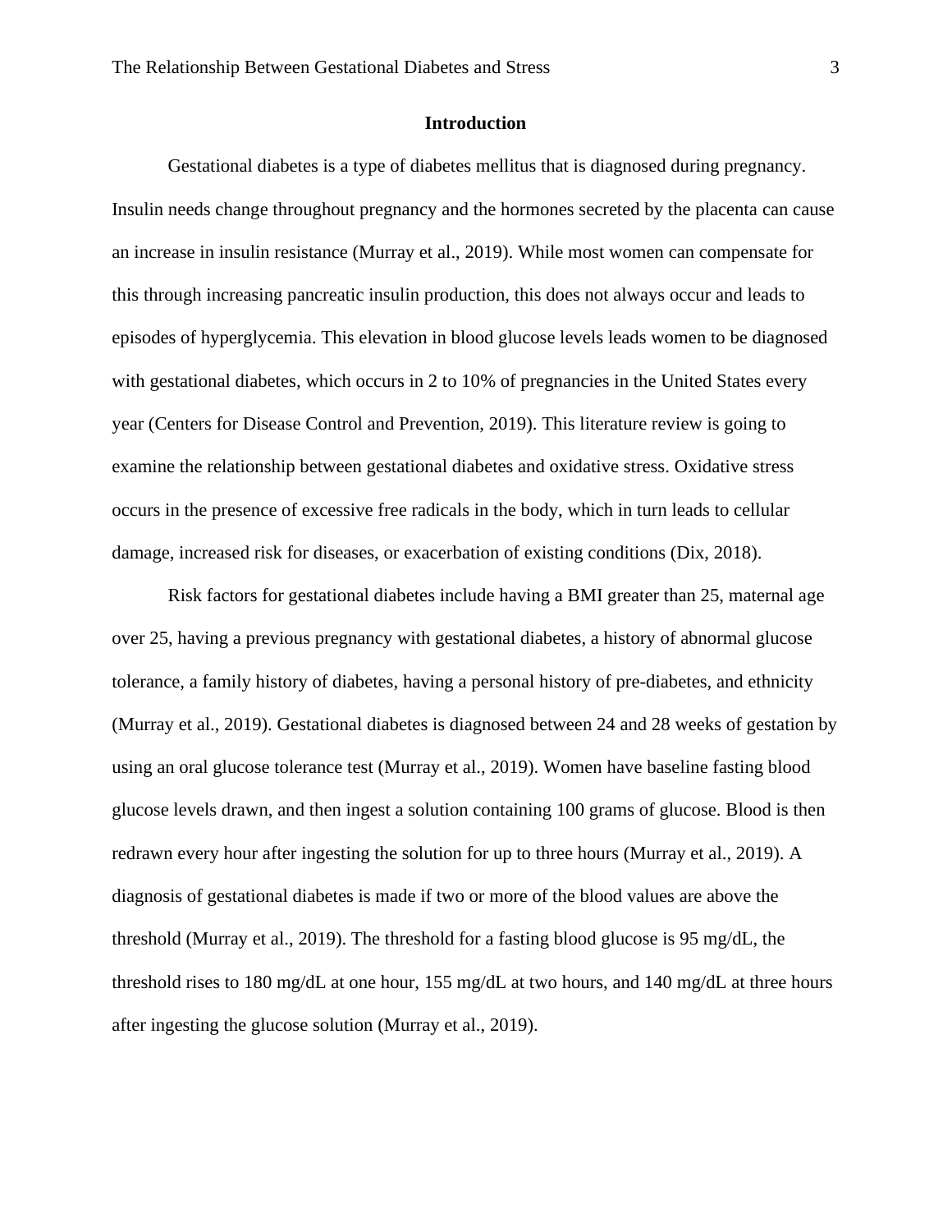## Introduction

Gestational diabetes is a type of diabetes mellitus that is diagnosed during pregnancy. Insulin needs change throughout pregnancy and the hormones secreted by the placenta can cause an increase in insulin resistance (Murray et al., 2019). While most women can compensate for this through increasing pancreatic insulin production, this does not always occur and leads to episodes of hyperglycemia. This elevation in blood glucose levels leads women to be diagnosed with gestational diabetes, which occurs in 2 to 10% of pregnancies in the United States every year (Centers for Disease Control and Prevention, 2019). This literature review is going to examine the relationship between gestational diabetes and oxidative stress. Oxidative stress occurs in the presence of excessive free radicals in the body, which in turn leads to cellular damage, increased risk for diseases, or exacerbation of existing conditions (Dix, 2018).

Risk factors for gestational diabetes include having a BMI greater than 25, maternal age over 25, having a previous pregnancy with gestational diabetes, a history of abnormal glucose tolerance, a family history of diabetes, having a personal history of pre-diabetes, and ethnicity (Murray et al., 2019). Gestational diabetes is diagnosed between 24 and 28 weeks of gestation by using an oral glucose tolerance test (Murray et al., 2019). Women have baseline fasting blood glucose levels drawn, and then ingest a solution containing 100 grams of glucose. Blood is then redrawn every hour after ingesting the solution for up to three hours (Murray et al., 2019). A diagnosis of gestational diabetes is made if two or more of the blood values are above the threshold (Murray et al., 2019). The threshold for a fasting blood glucose is 95 mg/dL, the threshold rises to 180 mg/dL at one hour, 155 mg/dL at two hours, and 140 mg/dL at three hours after ingesting the glucose solution (Murray et al., 2019).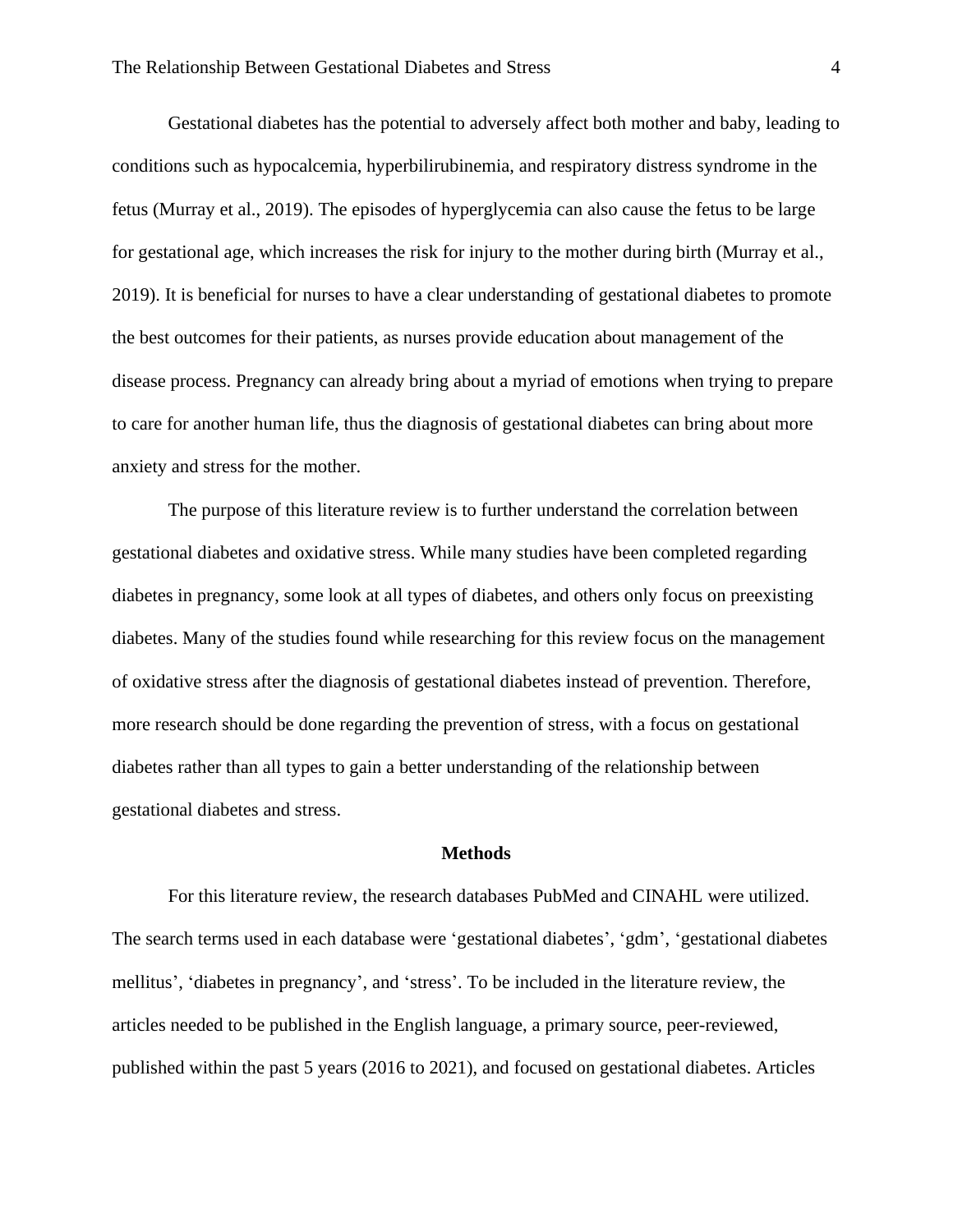Gestational diabetes has the potential to adversely affect both mother and baby, leading to conditions such as hypocalcemia, hyperbilirubinemia, and respiratory distress syndrome in the fetus (Murray et al., 2019). The episodes of hyperglycemia can also cause the fetus to be large for gestational age, which increases the risk for injury to the mother during birth (Murray et al., 2019). It is beneficial for nurses to have a clear understanding of gestational diabetes to promote the best outcomes for their patients, as nurses provide education about management of the disease process. Pregnancy can already bring about a myriad of emotions when trying to prepare to care for another human life, thus the diagnosis of gestational diabetes can bring about more anxiety and stress for the mother.

The purpose of this literature review is to further understand the correlation between gestational diabetes and oxidative stress. While many studies have been completed regarding diabetes in pregnancy, some look at all types of diabetes, and others only focus on preexisting diabetes. Many of the studies found while researching for this review focus on the management of oxidative stress after the diagnosis of gestational diabetes instead of prevention. Therefore, more research should be done regarding the prevention of stress, with a focus on gestational diabetes rather than all types to gain a better understanding of the relationship between gestational diabetes and stress.

## Methods

For this literature review, the research databases PubMed and CINAHL were utilized. The search terms used in each database were 'gestational diabetes', 'gdm', 'gestational diabetes mellitus', 'diabetes in pregnancy', and 'stress'. To be included in the literature review, the articles needed to be published in the English language, a primary source, peer-reviewed, published within the past 5 years (2016 to 2021), and focused on gestational diabetes. Articles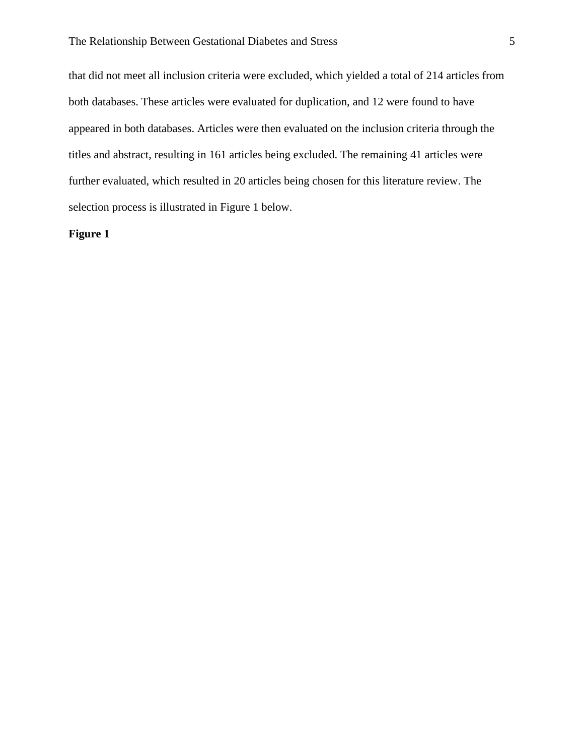that did not meet all inclusion criteria were excluded, which yielded a total of 214 articles from both databases. These articles were evaluated for duplication, and 12 were found to have appeared in both databases. Articles were then evaluated on the inclusion criteria through the titles and abstract, resulting in 161 articles being excluded. The remaining 41 articles were further evaluated, which resulted in 20 articles being chosen for this literature review. The selection process is illustrated in Figure 1 below.

**Figure 1**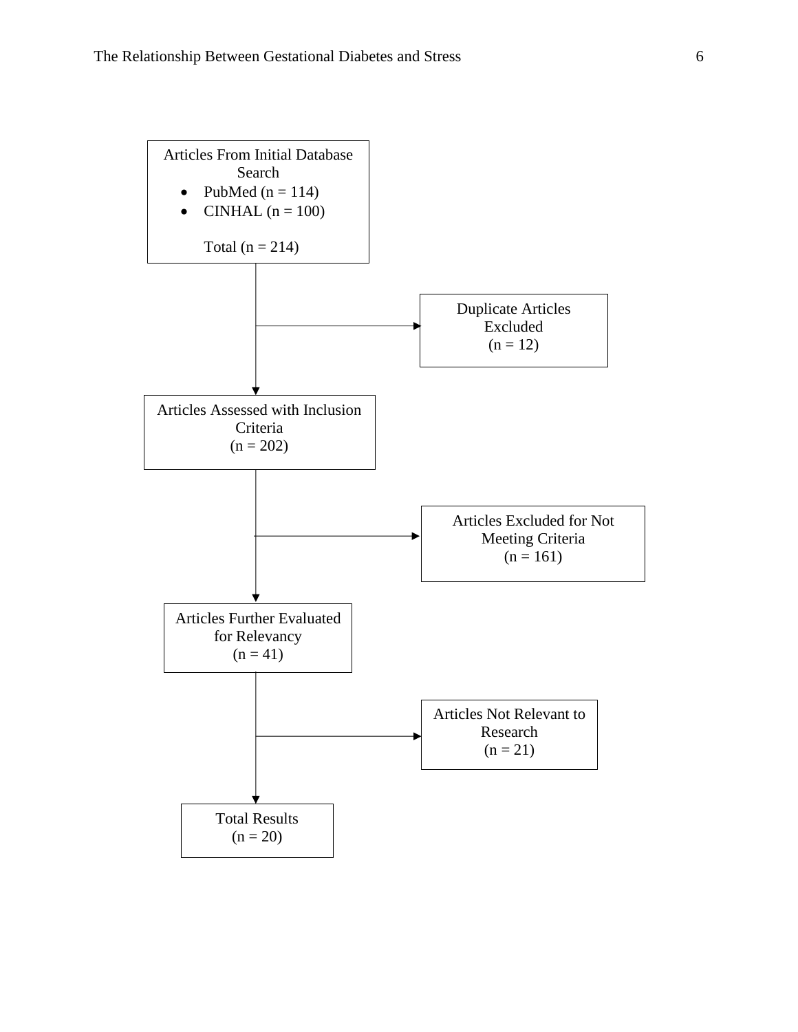Articles From Initial Database Search

- PubMed (n = 114)
- CINHAL (n = 100)

Total (n = 214)

↓

Duplicate Articles Excluded (n = 12)

↓

Articles Assessed with Inclusion Criteria (n = 202)

↓

Articles Excluded for Not Meeting Criteria (n = 161)

↓

Articles Further Evaluated for Relevancy (n = 41)

↓

Articles Not Relevant to Research (n = 21)

↓

Total Results (n = 20)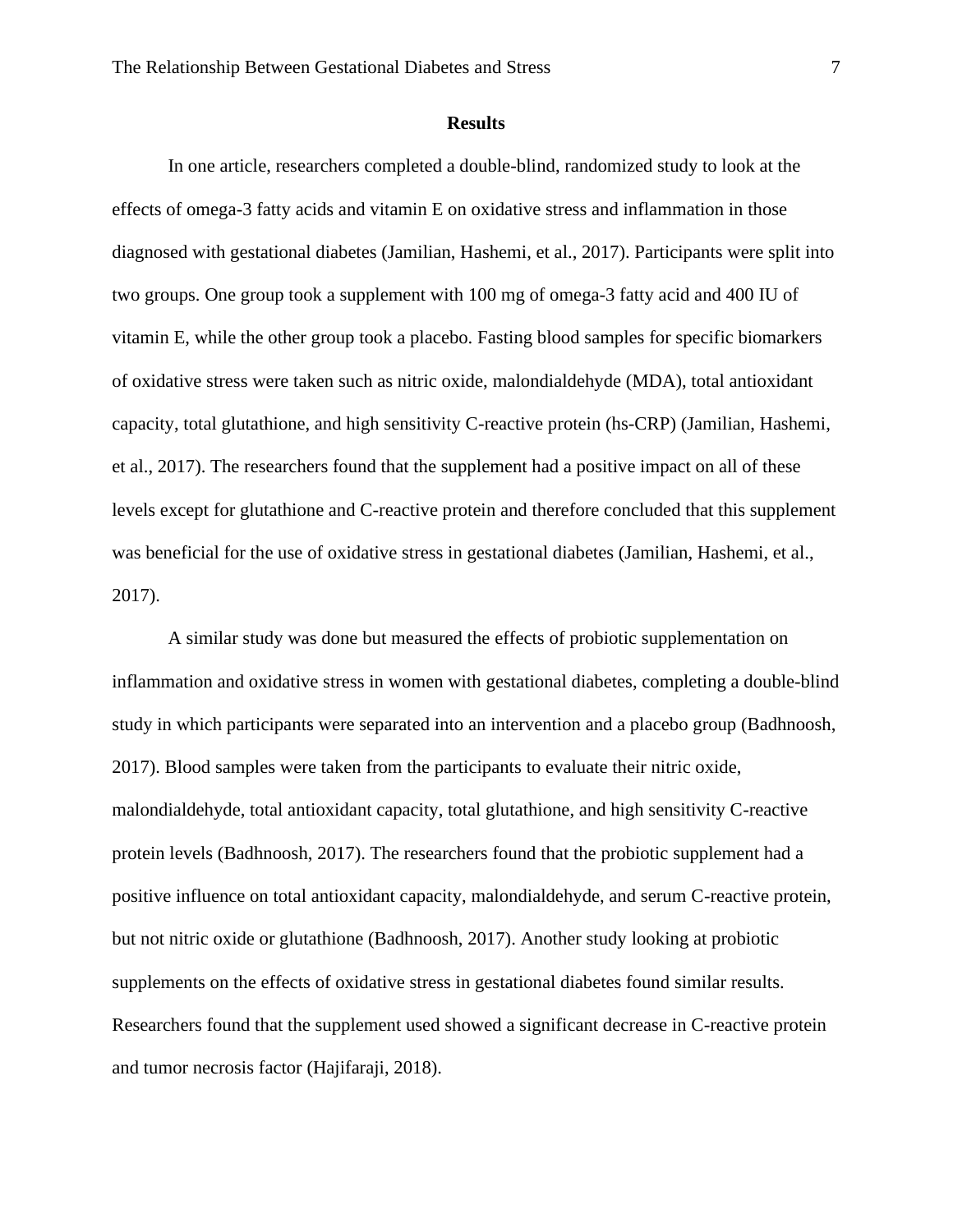## Results

In one article, researchers completed a double-blind, randomized study to look at the effects of omega-3 fatty acids and vitamin E on oxidative stress and inflammation in those diagnosed with gestational diabetes (Jamilian, Hashemi, et al., 2017). Participants were split into two groups. One group took a supplement with 100 mg of omega-3 fatty acid and 400 IU of vitamin E, while the other group took a placebo. Fasting blood samples for specific biomarkers of oxidative stress were taken such as nitric oxide, malondialdehyde (MDA), total antioxidant capacity, total glutathione, and high sensitivity C-reactive protein (hs-CRP) (Jamilian, Hashemi, et al., 2017). The researchers found that the supplement had a positive impact on all of these levels except for glutathione and C-reactive protein and therefore concluded that this supplement was beneficial for the use of oxidative stress in gestational diabetes (Jamilian, Hashemi, et al., 2017).

A similar study was done but measured the effects of probiotic supplementation on inflammation and oxidative stress in women with gestational diabetes, completing a double-blind study in which participants were separated into an intervention and a placebo group (Badhnoosh, 2017). Blood samples were taken from the participants to evaluate their nitric oxide, malondialdehyde, total antioxidant capacity, total glutathione, and high sensitivity C-reactive protein levels (Badhnoosh, 2017). The researchers found that the probiotic supplement had a positive influence on total antioxidant capacity, malondialdehyde, and serum C-reactive protein, but not nitric oxide or glutathione (Badhnoosh, 2017). Another study looking at probiotic supplements on the effects of oxidative stress in gestational diabetes found similar results. Researchers found that the supplement used showed a significant decrease in C-reactive protein and tumor necrosis factor (Hajifaraji, 2018).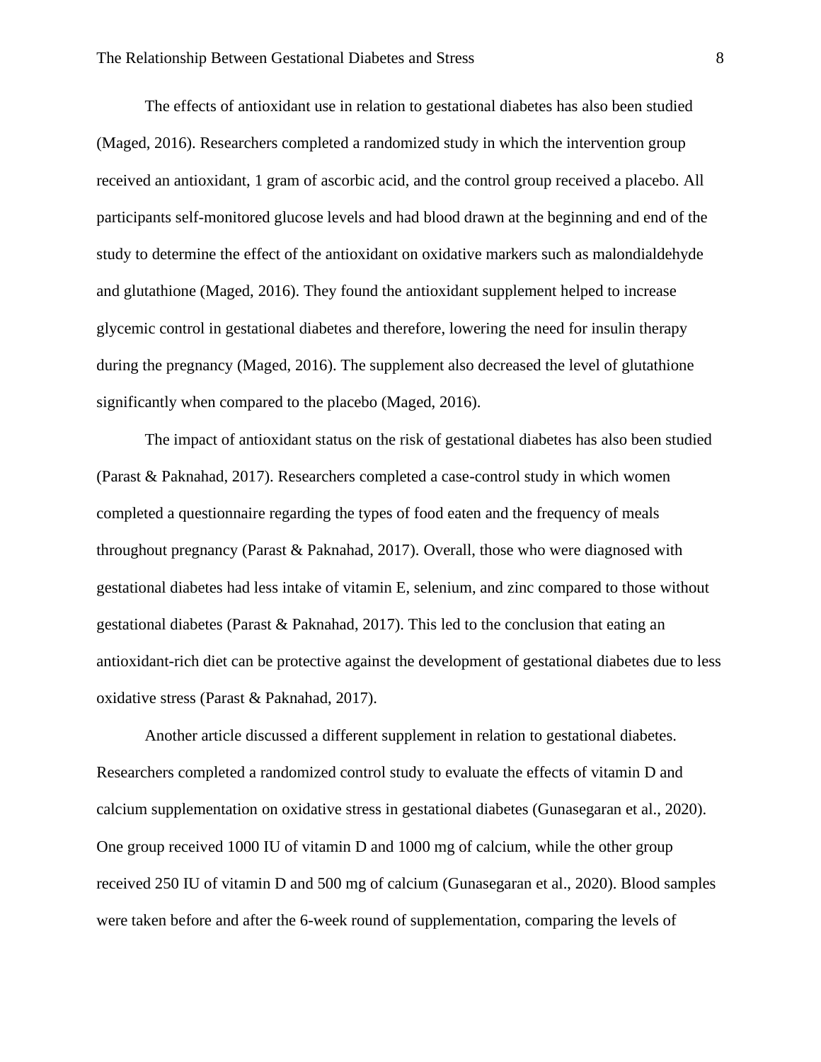The effects of antioxidant use in relation to gestational diabetes has also been studied (Maged, 2016). Researchers completed a randomized study in which the intervention group received an antioxidant, 1 gram of ascorbic acid, and the control group received a placebo. All participants self-monitored glucose levels and had blood drawn at the beginning and end of the study to determine the effect of the antioxidant on oxidative markers such as malondialdehyde and glutathione (Maged, 2016). They found the antioxidant supplement helped to increase glycemic control in gestational diabetes and therefore, lowering the need for insulin therapy during the pregnancy (Maged, 2016). The supplement also decreased the level of glutathione significantly when compared to the placebo (Maged, 2016).

The impact of antioxidant status on the risk of gestational diabetes has also been studied (Parast & Paknahad, 2017). Researchers completed a case-control study in which women completed a questionnaire regarding the types of food eaten and the frequency of meals throughout pregnancy (Parast & Paknahad, 2017). Overall, those who were diagnosed with gestational diabetes had less intake of vitamin E, selenium, and zinc compared to those without gestational diabetes (Parast & Paknahad, 2017). This led to the conclusion that eating an antioxidant-rich diet can be protective against the development of gestational diabetes due to less oxidative stress (Parast & Paknahad, 2017).

Another article discussed a different supplement in relation to gestational diabetes. Researchers completed a randomized control study to evaluate the effects of vitamin D and calcium supplementation on oxidative stress in gestational diabetes (Gunasegaran et al., 2020). One group received 1000 IU of vitamin D and 1000 mg of calcium, while the other group received 250 IU of vitamin D and 500 mg of calcium (Gunasegaran et al., 2020). Blood samples were taken before and after the 6-week round of supplementation, comparing the levels of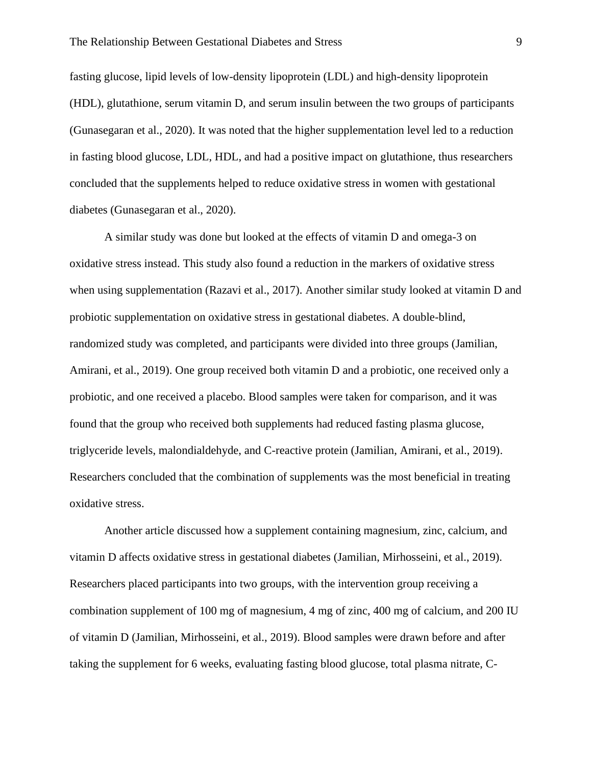fasting glucose, lipid levels of low-density lipoprotein (LDL) and high-density lipoprotein (HDL), glutathione, serum vitamin D, and serum insulin between the two groups of participants (Gunasegaran et al., 2020). It was noted that the higher supplementation level led to a reduction in fasting blood glucose, LDL, HDL, and had a positive impact on glutathione, thus researchers concluded that the supplements helped to reduce oxidative stress in women with gestational diabetes (Gunasegaran et al., 2020).

A similar study was done but looked at the effects of vitamin D and omega-3 on oxidative stress instead. This study also found a reduction in the markers of oxidative stress when using supplementation (Razavi et al., 2017). Another similar study looked at vitamin D and probiotic supplementation on oxidative stress in gestational diabetes. A double-blind, randomized study was completed, and participants were divided into three groups (Jamilian, Amirani, et al., 2019). One group received both vitamin D and a probiotic, one received only a probiotic, and one received a placebo. Blood samples were taken for comparison, and it was found that the group who received both supplements had reduced fasting plasma glucose, triglyceride levels, malondialdehyde, and C-reactive protein (Jamilian, Amirani, et al., 2019). Researchers concluded that the combination of supplements was the most beneficial in treating oxidative stress.

Another article discussed how a supplement containing magnesium, zinc, calcium, and vitamin D affects oxidative stress in gestational diabetes (Jamilian, Mirhosseini, et al., 2019). Researchers placed participants into two groups, with the intervention group receiving a combination supplement of 100 mg of magnesium, 4 mg of zinc, 400 mg of calcium, and 200 IU of vitamin D (Jamilian, Mirhosseini, et al., 2019). Blood samples were drawn before and after taking the supplement for 6 weeks, evaluating fasting blood glucose, total plasma nitrate, C-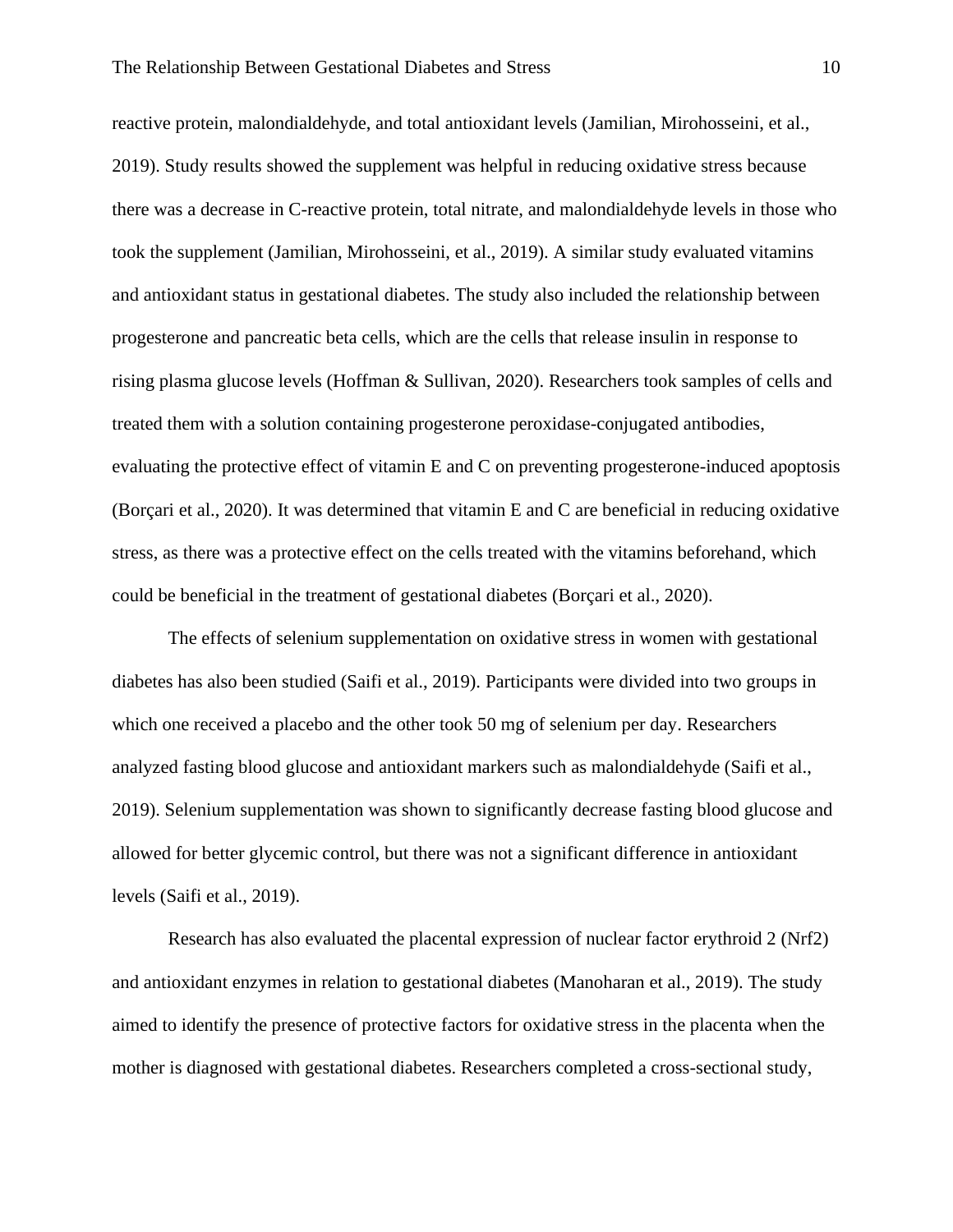reactive protein, malondialdehyde, and total antioxidant levels (Jamilian, Mirohosseini, et al., 2019). Study results showed the supplement was helpful in reducing oxidative stress because there was a decrease in C-reactive protein, total nitrate, and malondialdehyde levels in those who took the supplement (Jamilian, Mirohosseini, et al., 2019). A similar study evaluated vitamins and antioxidant status in gestational diabetes. The study also included the relationship between progesterone and pancreatic beta cells, which are the cells that release insulin in response to rising plasma glucose levels (Hoffman & Sullivan, 2020). Researchers took samples of cells and treated them with a solution containing progesterone peroxidase-conjugated antibodies, evaluating the protective effect of vitamin E and C on preventing progesterone-induced apoptosis (Borçari et al., 2020). It was determined that vitamin E and C are beneficial in reducing oxidative stress, as there was a protective effect on the cells treated with the vitamins beforehand, which could be beneficial in the treatment of gestational diabetes (Borçari et al., 2020).

The effects of selenium supplementation on oxidative stress in women with gestational diabetes has also been studied (Saifi et al., 2019). Participants were divided into two groups in which one received a placebo and the other took 50 mg of selenium per day. Researchers analyzed fasting blood glucose and antioxidant markers such as malondialdehyde (Saifi et al., 2019). Selenium supplementation was shown to significantly decrease fasting blood glucose and allowed for better glycemic control, but there was not a significant difference in antioxidant levels (Saifi et al., 2019).

Research has also evaluated the placental expression of nuclear factor erythroid 2 (Nrf2) and antioxidant enzymes in relation to gestational diabetes (Manoharan et al., 2019). The study aimed to identify the presence of protective factors for oxidative stress in the placenta when the mother is diagnosed with gestational diabetes. Researchers completed a cross-sectional study,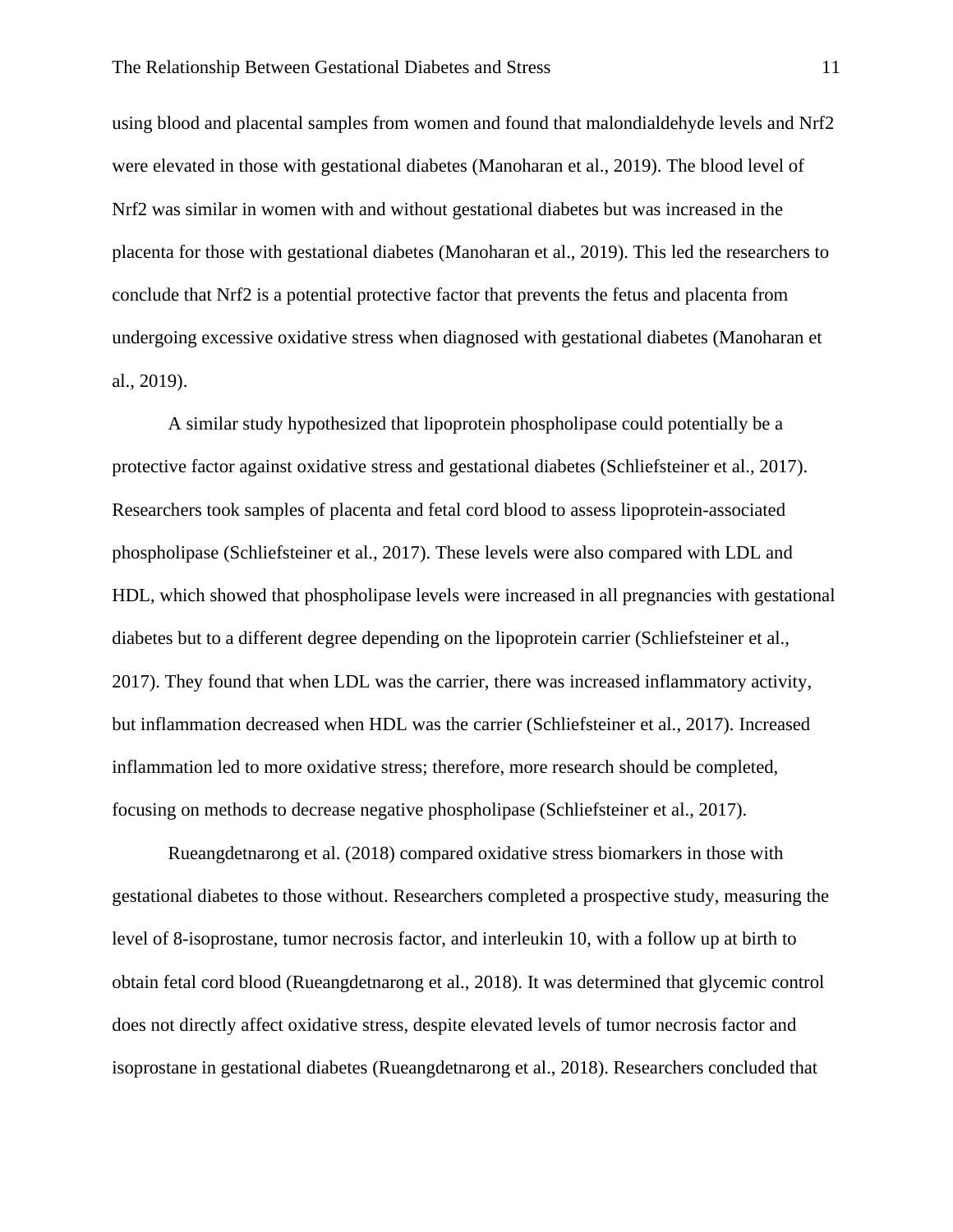using blood and placental samples from women and found that malondialdehyde levels and Nrf2 were elevated in those with gestational diabetes (Manoharan et al., 2019). The blood level of Nrf2 was similar in women with and without gestational diabetes but was increased in the placenta for those with gestational diabetes (Manoharan et al., 2019). This led the researchers to conclude that Nrf2 is a potential protective factor that prevents the fetus and placenta from undergoing excessive oxidative stress when diagnosed with gestational diabetes (Manoharan et al., 2019).

A similar study hypothesized that lipoprotein phospholipase could potentially be a protective factor against oxidative stress and gestational diabetes (Schliefsteiner et al., 2017). Researchers took samples of placenta and fetal cord blood to assess lipoprotein-associated phospholipase (Schliefsteiner et al., 2017). These levels were also compared with LDL and HDL, which showed that phospholipase levels were increased in all pregnancies with gestational diabetes but to a different degree depending on the lipoprotein carrier (Schliefsteiner et al., 2017). They found that when LDL was the carrier, there was increased inflammatory activity, but inflammation decreased when HDL was the carrier (Schliefsteiner et al., 2017). Increased inflammation led to more oxidative stress; therefore, more research should be completed, focusing on methods to decrease negative phospholipase (Schliefsteiner et al., 2017).

Rueangdetnarong et al. (2018) compared oxidative stress biomarkers in those with gestational diabetes to those without. Researchers completed a prospective study, measuring the level of 8-isoprostane, tumor necrosis factor, and interleukin 10, with a follow up at birth to obtain fetal cord blood (Rueangdetnarong et al., 2018). It was determined that glycemic control does not directly affect oxidative stress, despite elevated levels of tumor necrosis factor and isoprostane in gestational diabetes (Rueangdetnarong et al., 2018). Researchers concluded that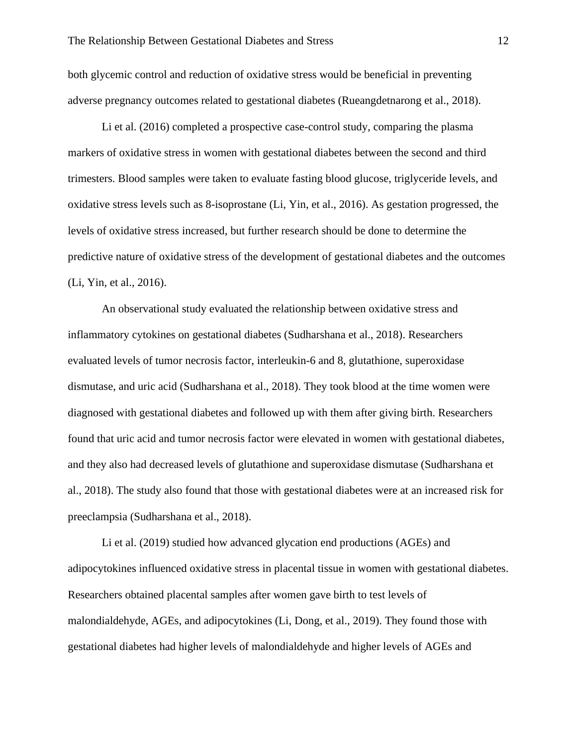both glycemic control and reduction of oxidative stress would be beneficial in preventing adverse pregnancy outcomes related to gestational diabetes (Rueangdetnarong et al., 2018).

Li et al. (2016) completed a prospective case-control study, comparing the plasma markers of oxidative stress in women with gestational diabetes between the second and third trimesters. Blood samples were taken to evaluate fasting blood glucose, triglyceride levels, and oxidative stress levels such as 8-isoprostane (Li, Yin, et al., 2016). As gestation progressed, the levels of oxidative stress increased, but further research should be done to determine the predictive nature of oxidative stress of the development of gestational diabetes and the outcomes (Li, Yin, et al., 2016).

An observational study evaluated the relationship between oxidative stress and inflammatory cytokines on gestational diabetes (Sudharshana et al., 2018). Researchers evaluated levels of tumor necrosis factor, interleukin-6 and 8, glutathione, superoxidase dismutase, and uric acid (Sudharshana et al., 2018). They took blood at the time women were diagnosed with gestational diabetes and followed up with them after giving birth. Researchers found that uric acid and tumor necrosis factor were elevated in women with gestational diabetes, and they also had decreased levels of glutathione and superoxidase dismutase (Sudharshana et al., 2018). The study also found that those with gestational diabetes were at an increased risk for preeclampsia (Sudharshana et al., 2018).

Li et al. (2019) studied how advanced glycation end productions (AGEs) and adipocytokines influenced oxidative stress in placental tissue in women with gestational diabetes. Researchers obtained placental samples after women gave birth to test levels of malondialdehyde, AGEs, and adipocytokines (Li, Dong, et al., 2019). They found those with gestational diabetes had higher levels of malondialdehyde and higher levels of AGEs and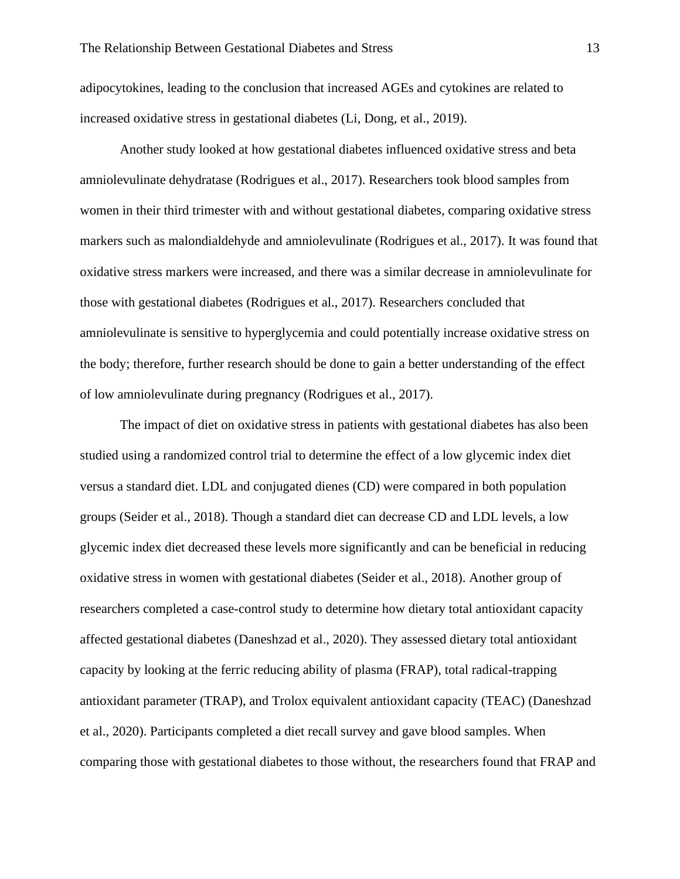adipocytokines, leading to the conclusion that increased AGEs and cytokines are related to increased oxidative stress in gestational diabetes (Li, Dong, et al., 2019).

Another study looked at how gestational diabetes influenced oxidative stress and beta amniolevulinate dehydratase (Rodrigues et al., 2017). Researchers took blood samples from women in their third trimester with and without gestational diabetes, comparing oxidative stress markers such as malondialdehyde and amniolevulinate (Rodrigues et al., 2017). It was found that oxidative stress markers were increased, and there was a similar decrease in amniolevulinate for those with gestational diabetes (Rodrigues et al., 2017). Researchers concluded that amniolevulinate is sensitive to hyperglycemia and could potentially increase oxidative stress on the body; therefore, further research should be done to gain a better understanding of the effect of low amniolevulinate during pregnancy (Rodrigues et al., 2017).

The impact of diet on oxidative stress in patients with gestational diabetes has also been studied using a randomized control trial to determine the effect of a low glycemic index diet versus a standard diet. LDL and conjugated dienes (CD) were compared in both population groups (Seider et al., 2018). Though a standard diet can decrease CD and LDL levels, a low glycemic index diet decreased these levels more significantly and can be beneficial in reducing oxidative stress in women with gestational diabetes (Seider et al., 2018). Another group of researchers completed a case-control study to determine how dietary total antioxidant capacity affected gestational diabetes (Daneshzad et al., 2020). They assessed dietary total antioxidant capacity by looking at the ferric reducing ability of plasma (FRAP), total radical-trapping antioxidant parameter (TRAP), and Trolox equivalent antioxidant capacity (TEAC) (Daneshzad et al., 2020). Participants completed a diet recall survey and gave blood samples. When comparing those with gestational diabetes to those without, the researchers found that FRAP and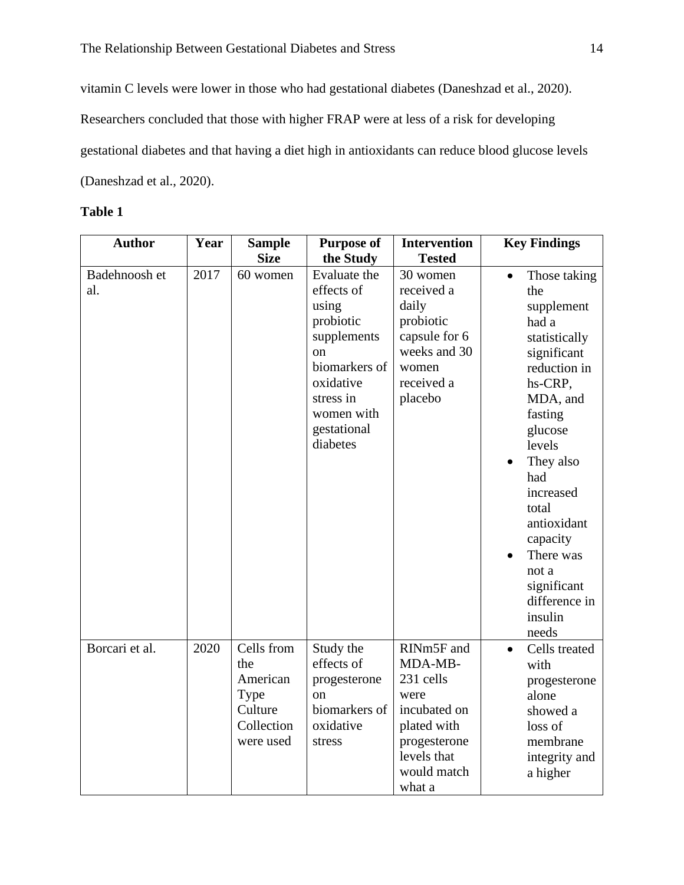vitamin C levels were lower in those who had gestational diabetes (Daneshzad et al., 2020). Researchers concluded that those with higher FRAP were at less of a risk for developing gestational diabetes and that having a diet high in antioxidants can reduce blood glucose levels (Daneshzad et al., 2020).

**Table 1**

| Author | Year | Sample Size | Purpose of the Study | Intervention Tested | Key Findings |
|---|---|---|---|---|---|
| Badehnoosh et al. | 2017 | 60 women | Evaluate the effects of using probiotic supplements on biomarkers of oxidative stress in women with gestational diabetes | 30 women received a daily probiotic capsule for 6 weeks and 30 women received a placebo | • Those taking the supplement had a statistically significant reduction in hs-CRP, MDA, and fasting glucose levels<br>• They also had increased total antioxidant capacity<br>• There was not a significant difference in insulin needs |
| Borcari et al. | 2020 | Cells from the American Type Culture Collection were used | Study the effects of progesterone on biomarkers of oxidative stress | RINm5F and MDA-MB-231 cells were incubated on plated with progesterone levels that would match what a | • Cells treated with progesterone alone showed a loss of membrane integrity and a higher |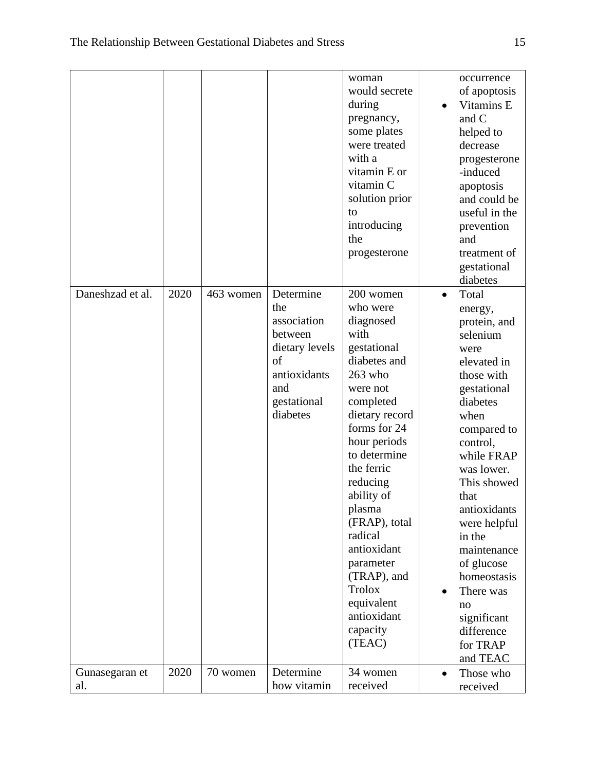| | | | | woman would secrete during pregnancy, some plates were treated with a vitamin E or vitamin C solution prior to introducing the progesterone | occurrence of apoptosis<br>• Vitamins E and C helped to decrease progesterone-induced apoptosis and could be useful in the prevention and treatment of gestational diabetes |
|---|---|---|---|---|---|
| Daneshzad et al. | 2020 | 463 women | Determine the association between dietary levels of antioxidants and gestational diabetes | 200 women who were diagnosed with gestational diabetes and 263 who were not completed dietary record forms for 24 hour periods to determine the ferric reducing ability of plasma (FRAP), total radical antioxidant parameter (TRAP), and Trolox equivalent antioxidant capacity (TEAC) | • Total energy, protein, and selenium were elevated in those with gestational diabetes when compared to control, while FRAP was lower. This showed that antioxidants were helpful in the maintenance of glucose homeostasis<br>• There was no significant difference for TRAP and TEAC |
| Gunasegaran et al. | 2020 | 70 women | Determine how vitamin | 34 women received | • Those who received |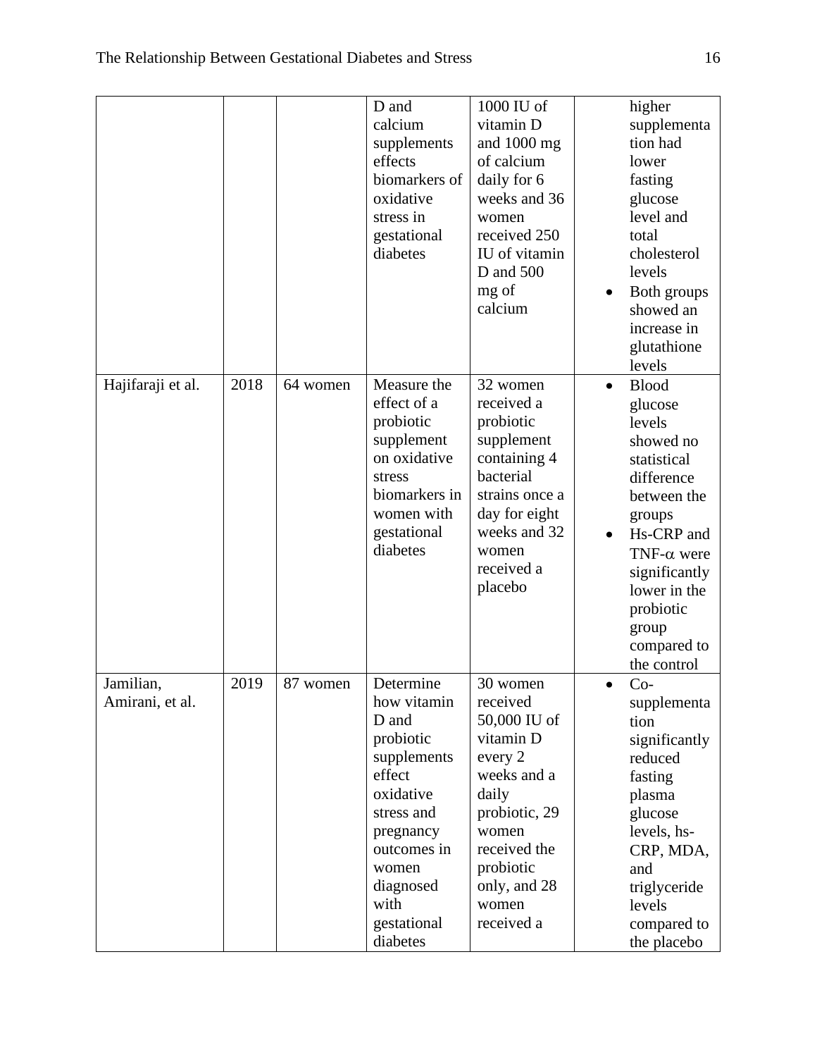| | | | | | |
|---|---|---|---|---|---|
| | | | D and calcium supplements effects biomarkers of oxidative stress in gestational diabetes | 1000 IU of vitamin D and 1000 mg of calcium daily for 6 weeks and 36 women received 250 IU of vitamin D and 500 mg of calcium | higher supplementation had lower fasting glucose level and total cholesterol levels<br>• Both groups showed an increase in glutathione levels |
| Hajifaraji et al. | 2018 | 64 women | Measure the effect of a probiotic supplement on oxidative stress biomarkers in women with gestational diabetes | 32 women received a probiotic supplement containing 4 bacterial strains once a day for eight weeks and 32 women received a placebo | • Blood glucose levels showed no statistical difference between the groups<br>• Hs-CRP and TNF-α were significantly lower in the probiotic group compared to the control |
| Jamilian, Amirani, et al. | 2019 | 87 women | Determine how vitamin D and probiotic supplements effect oxidative stress and pregnancy outcomes in women diagnosed with gestational diabetes | 30 women received 50,000 IU of vitamin D every 2 weeks and a daily probiotic, 29 women received the probiotic only, and 28 women received a | • Co-supplementation significantly reduced fasting plasma glucose levels, hs-CRP, MDA, and triglyceride levels compared to the placebo |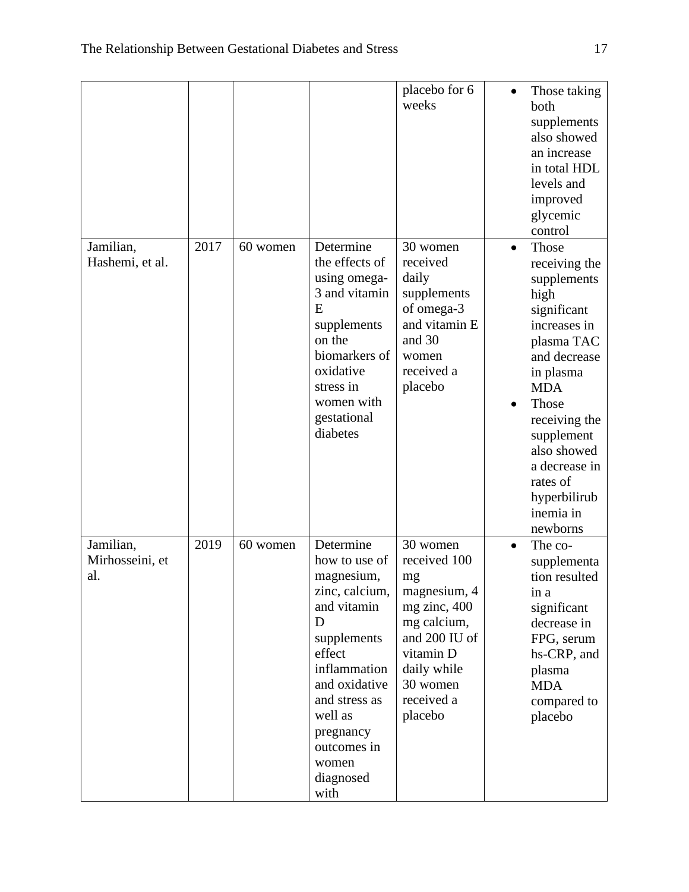| | | | | placebo for 6 weeks | • Those taking both supplements also showed an increase in total HDL levels and improved glycemic control |
|---|---|---|---|---|---|
| Jamilian, Hashemi, et al. | 2017 | 60 women | Determine the effects of using omega-3 and vitamin E supplements on the biomarkers of oxidative stress in women with gestational diabetes | 30 women received daily supplements of omega-3 and vitamin E and 30 women received a placebo | • Those receiving the supplements high significant increases in plasma TAC and decrease in plasma MDA<br>• Those receiving the supplement also showed a decrease in rates of hyperbilirubinemia in newborns |
| Jamilian, Mirhosseini, et al. | 2019 | 60 women | Determine how to use of magnesium, zinc, calcium, and vitamin D supplements effect inflammation and oxidative and stress as well as pregnancy outcomes in women diagnosed with | 30 women received 100 mg magnesium, 4 mg zinc, 400 mg calcium, and 200 IU of vitamin D daily while 30 women received a placebo | • The co-supplementation resulted in a significant decrease in FPG, serum hs-CRP, and plasma MDA compared to placebo |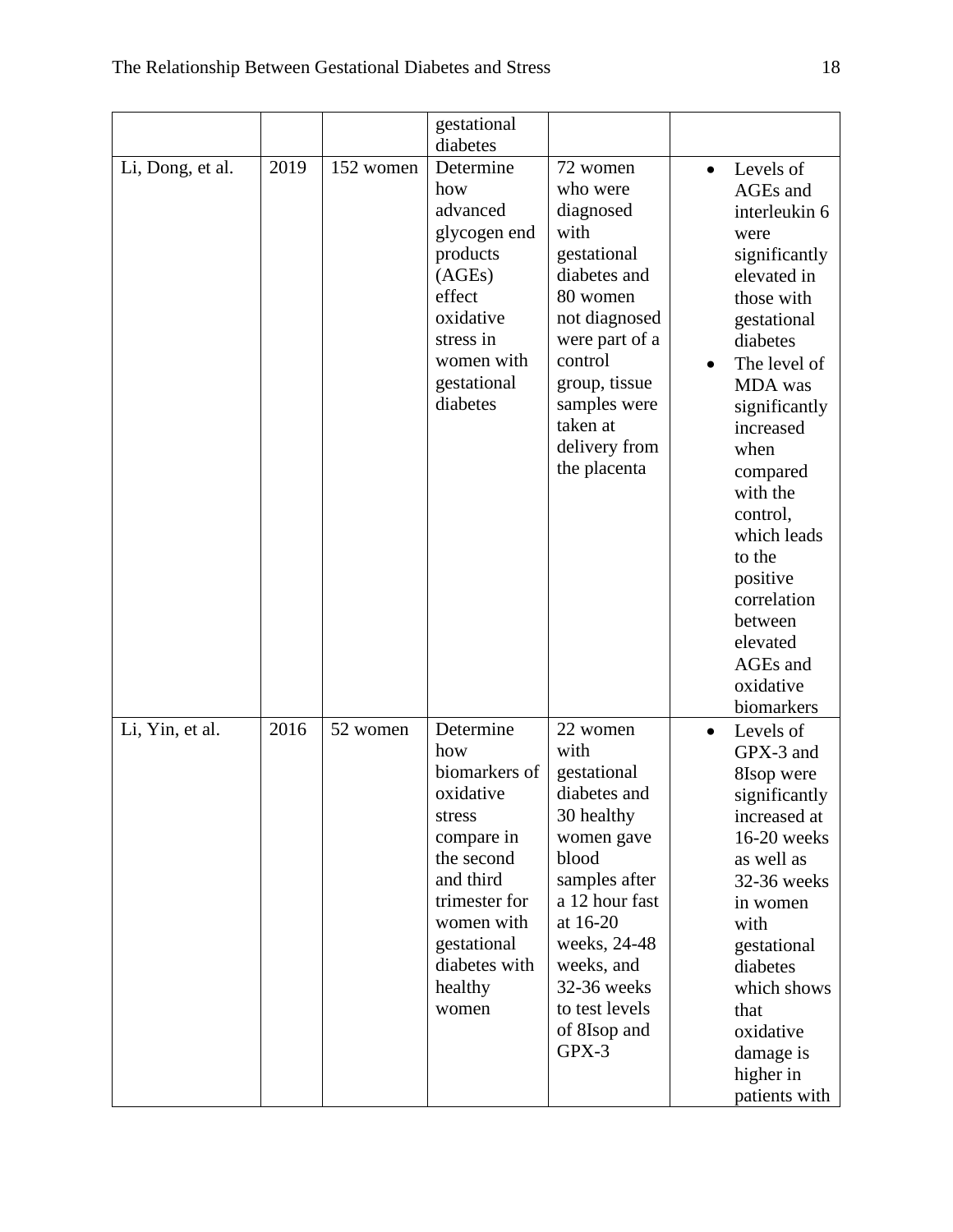| | | | gestational diabetes | | |
|---|---|---|---|---|---|
| Li, Dong, et al. | 2019 | 152 women | Determine how advanced glycogen end products (AGEs) effect oxidative stress in women with gestational diabetes | 72 women who were diagnosed with gestational diabetes and 80 women not diagnosed were part of a control group, tissue samples were taken at delivery from the placenta | • Levels of AGEs and interleukin 6 were significantly elevated in those with gestational diabetes<br>• The level of MDA was significantly increased when compared with the control, which leads to the positive correlation between elevated AGEs and oxidative biomarkers |
| Li, Yin, et al. | 2016 | 52 women | Determine how biomarkers of oxidative stress compare in the second and third trimester for women with gestational diabetes with healthy women | 22 women with gestational diabetes and 30 healthy women gave blood samples after a 12 hour fast at 16-20 weeks, 24-48 weeks, and 32-36 weeks to test levels of 8Isop and GPX-3 | • Levels of GPX-3 and 8Isop were significantly increased at 16-20 weeks as well as 32-36 weeks in women with gestational diabetes which shows that oxidative damage is higher in patients with |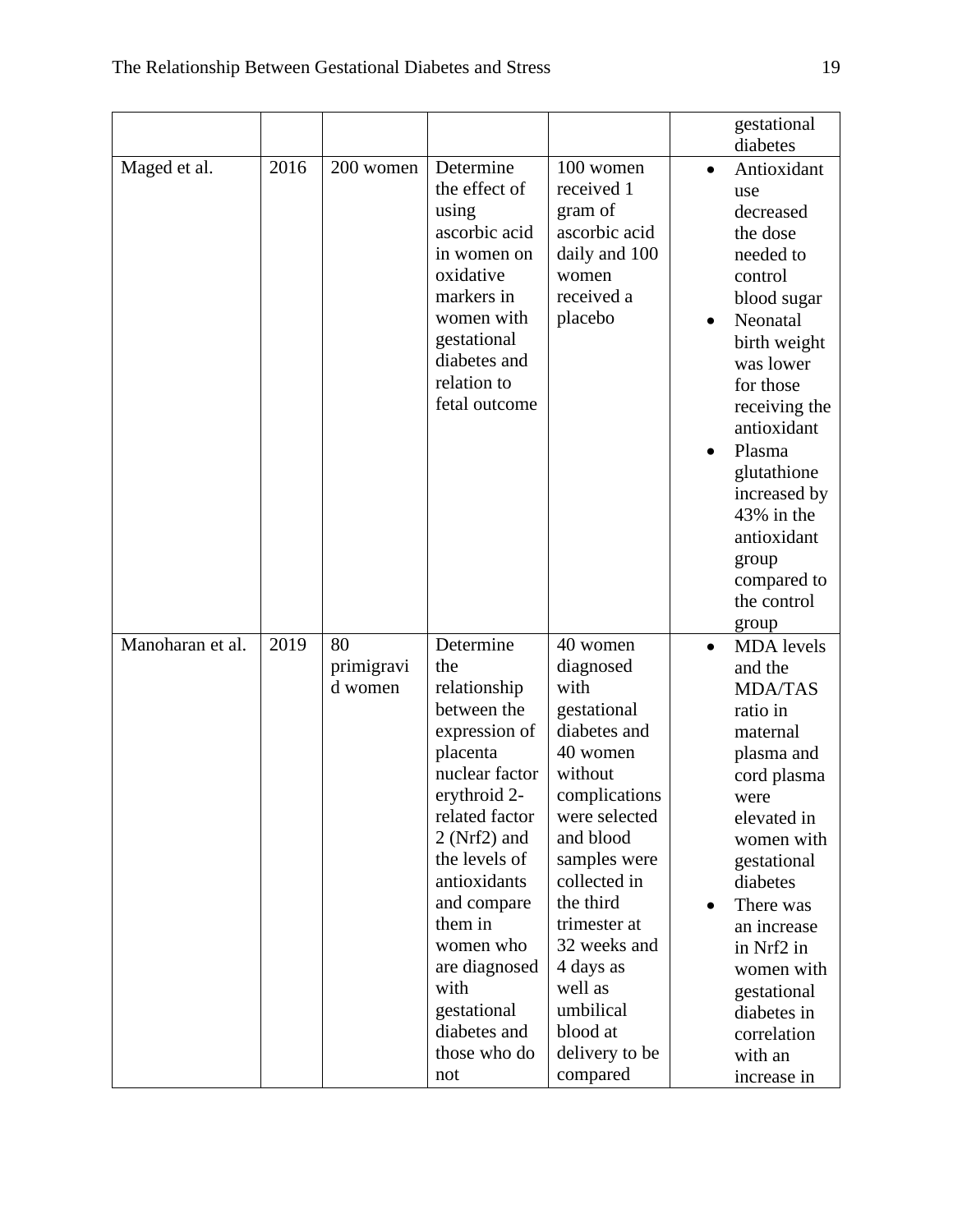| | | | | | |
|---|---|---|---|---|---|
| | | | | | gestational diabetes |
| Maged et al. | 2016 | 200 women | Determine the effect of using ascorbic acid in women on oxidative markers in women with gestational diabetes and relation to fetal outcome | 100 women received 1 gram of ascorbic acid daily and 100 women received a placebo | • Antioxidant use decreased the dose needed to control blood sugar<br>• Neonatal birth weight was lower for those receiving the antioxidant<br>• Plasma glutathione increased by 43% in the antioxidant group compared to the control group |
| Manoharan et al. | 2019 | 80 primigravid women | Determine the relationship between the expression of placenta nuclear factor erythroid 2-related factor 2 (Nrf2) and the levels of antioxidants and compare them in women who are diagnosed with gestational diabetes and those who do not | 40 women diagnosed with gestational diabetes and 40 women without complications were selected and blood samples were collected in the third trimester at 32 weeks and 4 days as well as umbilical blood at delivery to be compared | • MDA levels and the MDA/TAS ratio in maternal plasma and cord plasma were elevated in women with gestational diabetes<br>• There was an increase in Nrf2 in women with gestational diabetes in correlation with an increase in |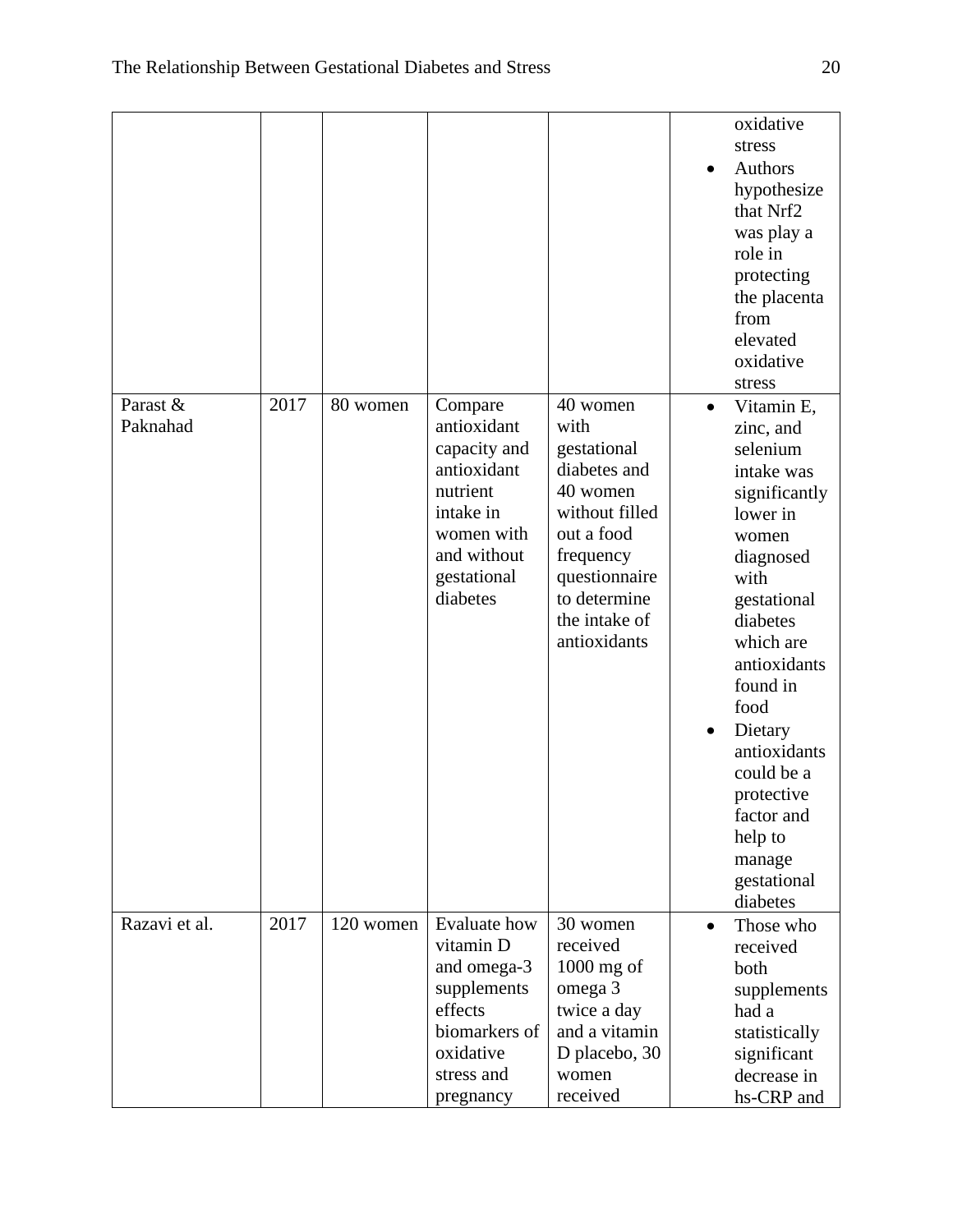| | | | | | |
|---|---|---|---|---|---|
| | | | | | • oxidative stress<br>• Authors hypothesize that Nrf2 was play a role in protecting the placenta from elevated oxidative stress |
| Parast & Paknahad | 2017 | 80 women | Compare antioxidant capacity and antioxidant nutrient intake in women with and without gestational diabetes | 40 women with gestational diabetes and 40 women without filled out a food frequency questionnaire to determine the intake of antioxidants | • Vitamin E, zinc, and selenium intake was significantly lower in women diagnosed with gestational diabetes which are antioxidants found in food<br>• Dietary antioxidants could be a protective factor and help to manage gestational diabetes |
| Razavi et al. | 2017 | 120 women | Evaluate how vitamin D and omega-3 supplements effects biomarkers of oxidative stress and pregnancy | 30 women received 1000 mg of omega 3 twice a day and a vitamin D placebo, 30 women received | • Those who received both supplements had a statistically significant decrease in hs-CRP and |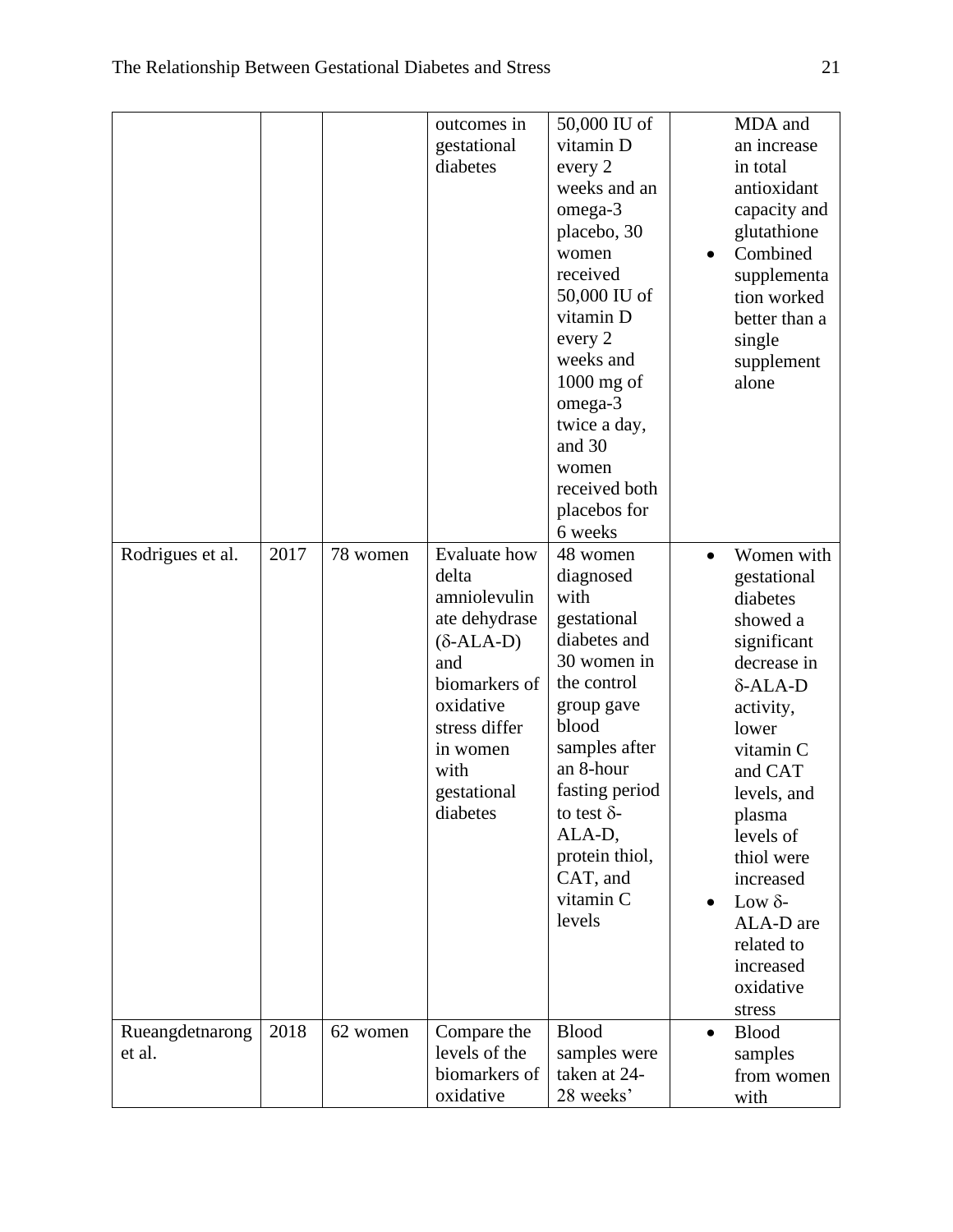| | | | | | |
|---|---|---|---|---|---|
| | | | outcomes in gestational diabetes | 50,000 IU of vitamin D every 2 weeks and an omega-3 placebo, 30 women received 50,000 IU of vitamin D every 2 weeks and 1000 mg of omega-3 twice a day, and 30 women received both placebos for 6 weeks | MDA and an increase in total antioxidant capacity and glutathione<br>• Combined supplementation worked better than a single supplement alone |
| Rodrigues et al. | 2017 | 78 women | Evaluate how delta amniolevulinate dehydrase (δ-ALA-D) and biomarkers of oxidative stress differ in women with gestational diabetes | 48 women diagnosed with gestational diabetes and 30 women in the control group gave blood samples after an 8-hour fasting period to test δ-ALA-D, protein thiol, CAT, and vitamin C levels | • Women with gestational diabetes showed a significant decrease in δ-ALA-D activity, lower vitamin C and CAT levels, and plasma levels of thiol were increased<br>• Low δ-ALA-D are related to increased oxidative stress |
| Rueangdetnarong et al. | 2018 | 62 women | Compare the levels of the biomarkers of oxidative | Blood samples were taken at 24-28 weeks' | • Blood samples from women with |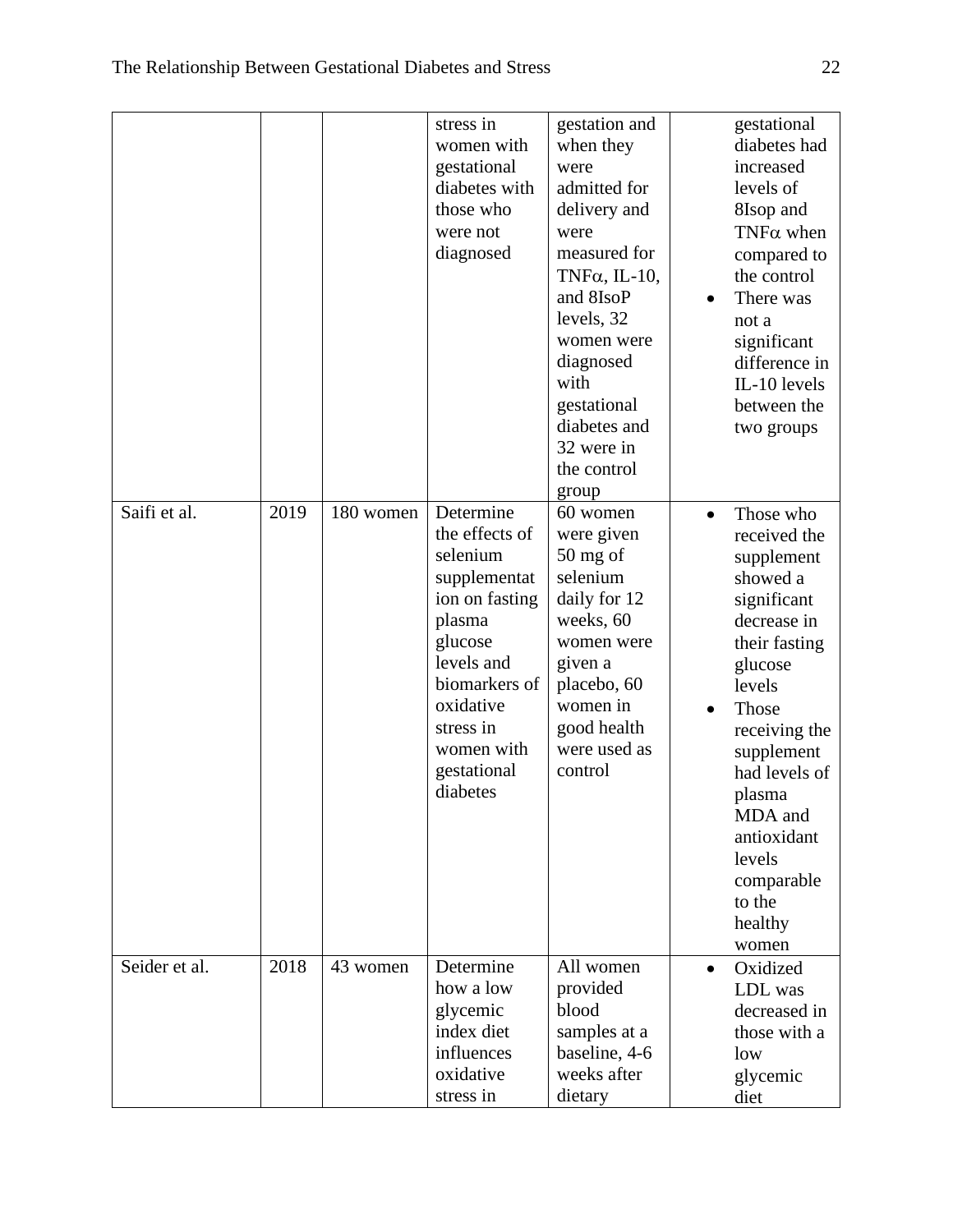| | | | stress in women with gestational diabetes with those who were not diagnosed | gestation and when they were admitted for delivery and were measured for TNFα, IL-10, and 8IsoP levels, 32 women were diagnosed with gestational diabetes and 32 were in the control group | gestational diabetes had increased levels of 8Isop and TNFα when compared to the control<br>• There was not a significant difference in IL-10 levels between the two groups |
|---|---|---|---|---|---|
| Saifi et al. | 2019 | 180 women | Determine the effects of selenium supplementation on fasting plasma glucose levels and biomarkers of oxidative stress in women with gestational diabetes | 60 women were given 50 mg of selenium daily for 12 weeks, 60 women were given a placebo, 60 women in good health were used as control | • Those who received the supplement showed a significant decrease in their fasting glucose levels<br>• Those receiving the supplement had levels of plasma MDA and antioxidant levels comparable to the healthy women |
| Seider et al. | 2018 | 43 women | Determine how a low glycemic index diet influences oxidative stress in | All women provided blood samples at a baseline, 4-6 weeks after dietary | • Oxidized LDL was decreased in those with a low glycemic diet |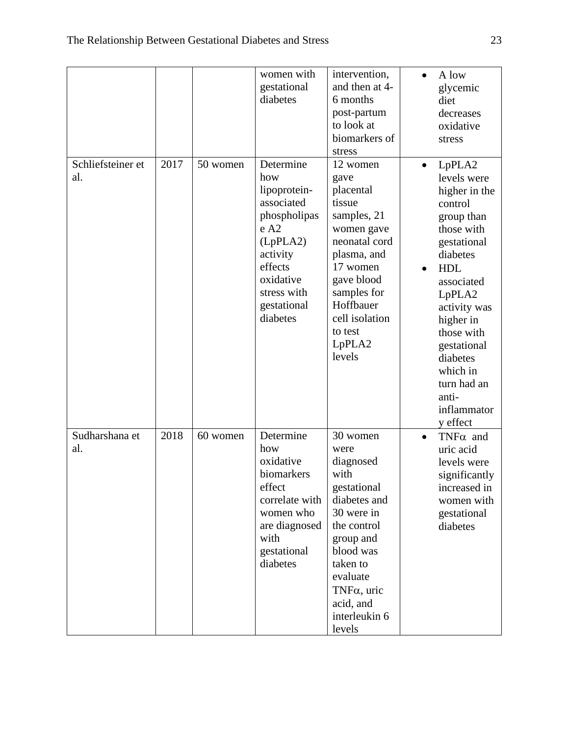| | | | | | |
|---|---|---|---|---|---|
| | | | women with gestational diabetes | intervention, and then at 4-6 months post-partum to look at biomarkers of stress | • A low glycemic diet decreases oxidative stress |
| Schliefsteiner et al. | 2017 | 50 women | Determine how lipoprotein-associated phospholipase A2 (LpPLA2) activity effects oxidative stress with gestational diabetes | 12 women gave placental tissue samples, 21 women gave neonatal cord plasma, and 17 women gave blood samples for Hoffbauer cell isolation to test LpPLA2 levels | • LpPLA2 levels were higher in the control group than those with gestational diabetes<br>• HDL associated LpPLA2 activity was higher in those with gestational diabetes which in turn had an anti-inflammatory effect |
| Sudharshana et al. | 2018 | 60 women | Determine how oxidative biomarkers effect correlate with women who are diagnosed with gestational diabetes | 30 women were diagnosed with gestational diabetes and 30 were in the control group and blood was taken to evaluate TNFα, uric acid, and interleukin 6 levels | • TNFα and uric acid levels were significantly increased in women with gestational diabetes |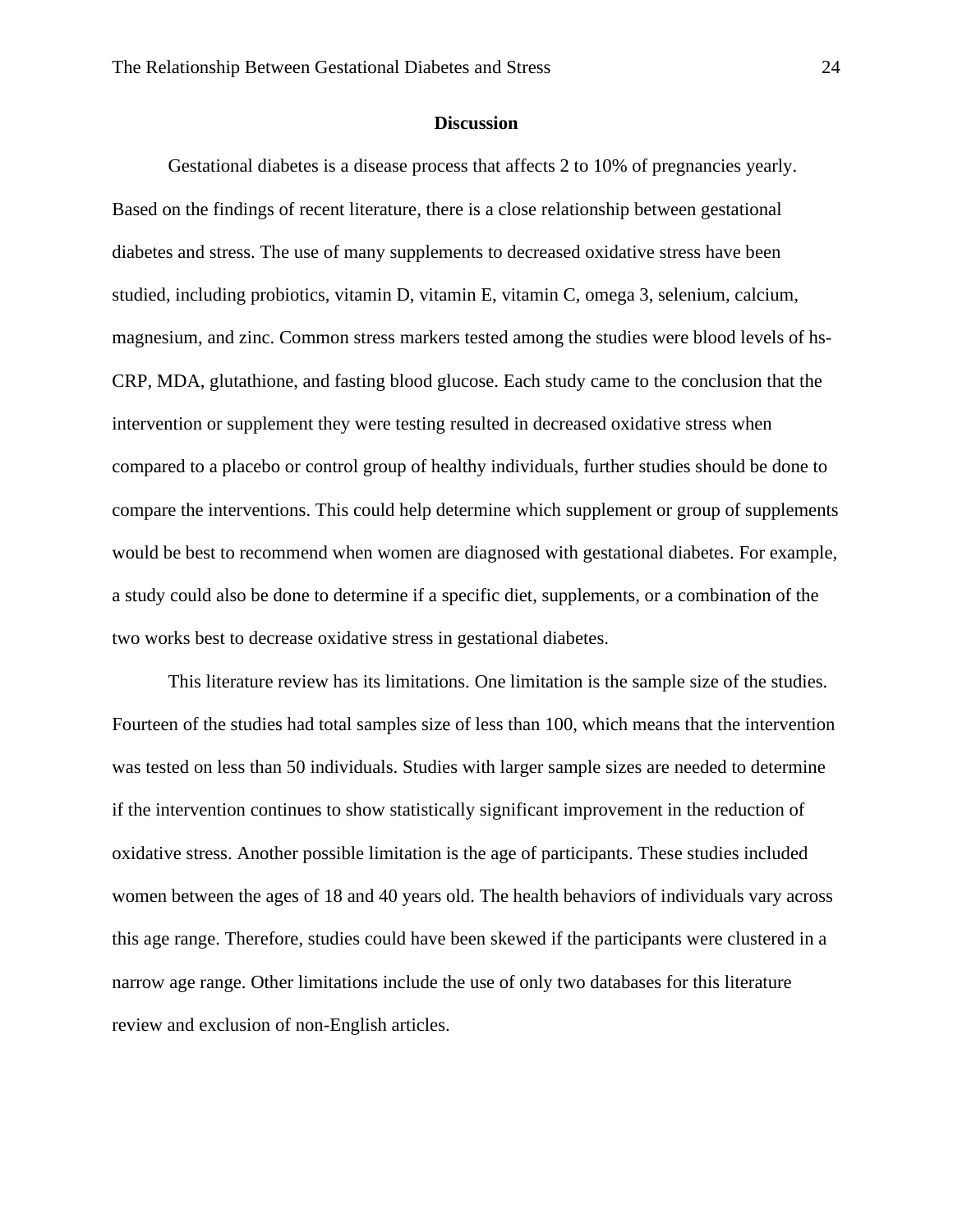## Discussion

Gestational diabetes is a disease process that affects 2 to 10% of pregnancies yearly. Based on the findings of recent literature, there is a close relationship between gestational diabetes and stress. The use of many supplements to decreased oxidative stress have been studied, including probiotics, vitamin D, vitamin E, vitamin C, omega 3, selenium, calcium, magnesium, and zinc. Common stress markers tested among the studies were blood levels of hs-CRP, MDA, glutathione, and fasting blood glucose. Each study came to the conclusion that the intervention or supplement they were testing resulted in decreased oxidative stress when compared to a placebo or control group of healthy individuals, further studies should be done to compare the interventions. This could help determine which supplement or group of supplements would be best to recommend when women are diagnosed with gestational diabetes. For example, a study could also be done to determine if a specific diet, supplements, or a combination of the two works best to decrease oxidative stress in gestational diabetes.

This literature review has its limitations. One limitation is the sample size of the studies. Fourteen of the studies had total samples size of less than 100, which means that the intervention was tested on less than 50 individuals. Studies with larger sample sizes are needed to determine if the intervention continues to show statistically significant improvement in the reduction of oxidative stress. Another possible limitation is the age of participants. These studies included women between the ages of 18 and 40 years old. The health behaviors of individuals vary across this age range. Therefore, studies could have been skewed if the participants were clustered in a narrow age range. Other limitations include the use of only two databases for this literature review and exclusion of non-English articles.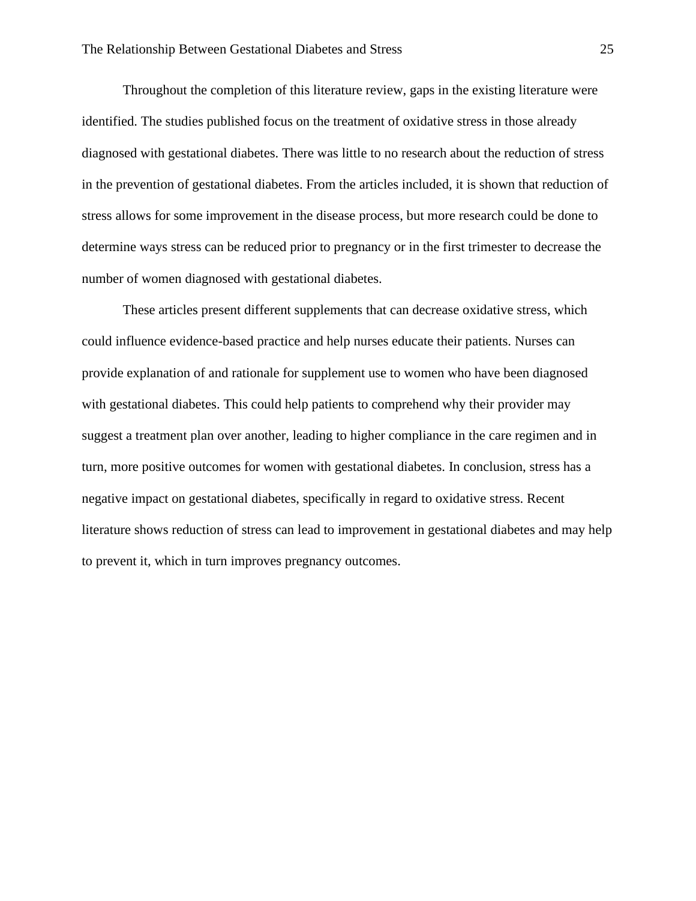Throughout the completion of this literature review, gaps in the existing literature were identified. The studies published focus on the treatment of oxidative stress in those already diagnosed with gestational diabetes. There was little to no research about the reduction of stress in the prevention of gestational diabetes. From the articles included, it is shown that reduction of stress allows for some improvement in the disease process, but more research could be done to determine ways stress can be reduced prior to pregnancy or in the first trimester to decrease the number of women diagnosed with gestational diabetes.

These articles present different supplements that can decrease oxidative stress, which could influence evidence-based practice and help nurses educate their patients. Nurses can provide explanation of and rationale for supplement use to women who have been diagnosed with gestational diabetes. This could help patients to comprehend why their provider may suggest a treatment plan over another, leading to higher compliance in the care regimen and in turn, more positive outcomes for women with gestational diabetes. In conclusion, stress has a negative impact on gestational diabetes, specifically in regard to oxidative stress. Recent literature shows reduction of stress can lead to improvement in gestational diabetes and may help to prevent it, which in turn improves pregnancy outcomes.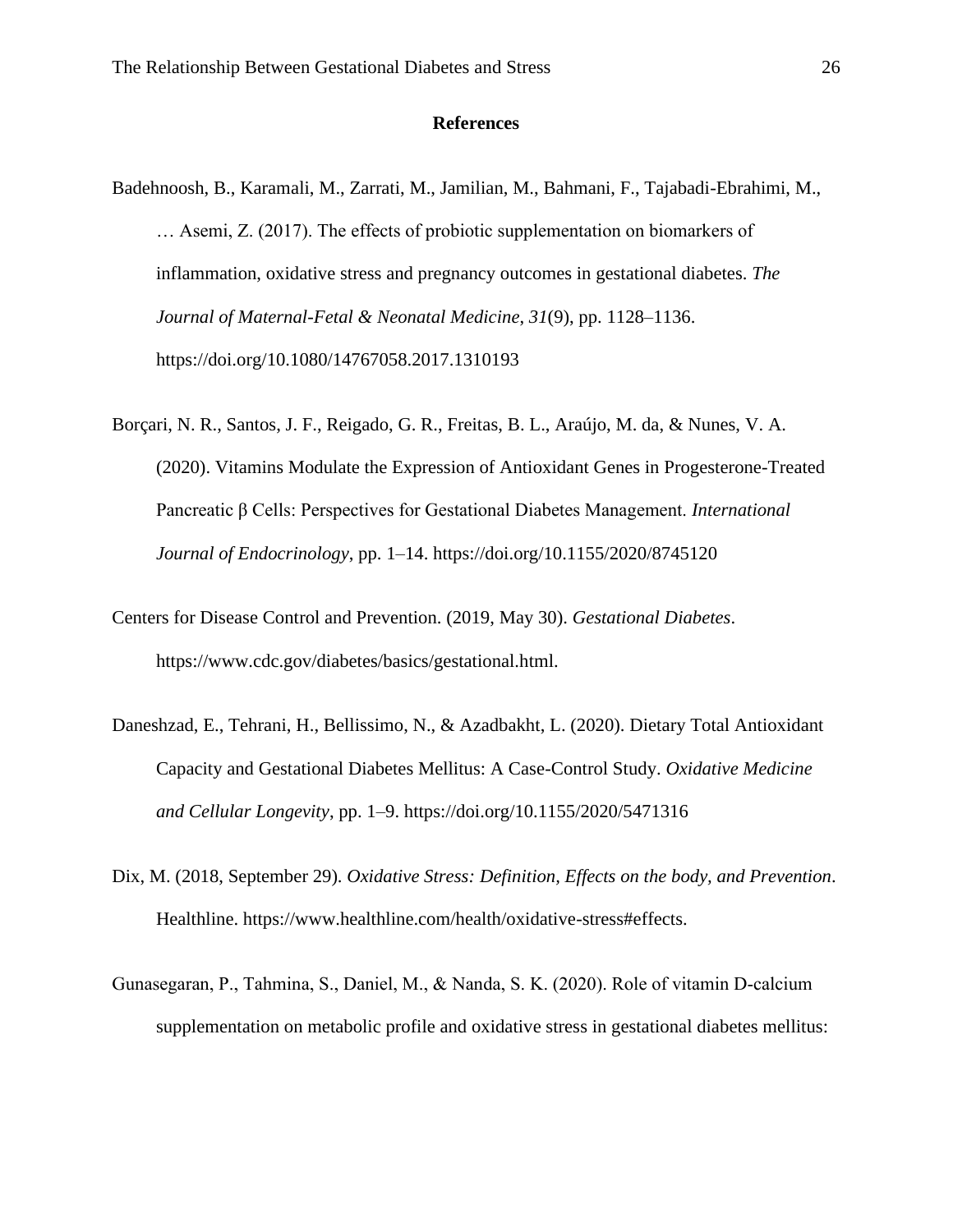**References**

Badehnoosh, B., Karamali, M., Zarrati, M., Jamilian, M., Bahmani, F., Tajabadi-Ebrahimi, M., … Asemi, Z. (2017). The effects of probiotic supplementation on biomarkers of inflammation, oxidative stress and pregnancy outcomes in gestational diabetes. *The Journal of Maternal-Fetal & Neonatal Medicine*, *31*(9), pp. 1128–1136. https://doi.org/10.1080/14767058.2017.1310193

Borçari, N. R., Santos, J. F., Reigado, G. R., Freitas, B. L., Araújo, M. da, & Nunes, V. A. (2020). Vitamins Modulate the Expression of Antioxidant Genes in Progesterone-Treated Pancreatic β Cells: Perspectives for Gestational Diabetes Management. *International Journal of Endocrinology*, pp. 1–14. https://doi.org/10.1155/2020/8745120

Centers for Disease Control and Prevention. (2019, May 30). *Gestational Diabetes*. https://www.cdc.gov/diabetes/basics/gestational.html.

Daneshzad, E., Tehrani, H., Bellissimo, N., & Azadbakht, L. (2020). Dietary Total Antioxidant Capacity and Gestational Diabetes Mellitus: A Case-Control Study. *Oxidative Medicine and Cellular Longevity*, pp. 1–9. https://doi.org/10.1155/2020/5471316

Dix, M. (2018, September 29). *Oxidative Stress: Definition, Effects on the body, and Prevention*. Healthline. https://www.healthline.com/health/oxidative-stress#effects.

Gunasegaran, P., Tahmina, S., Daniel, M., & Nanda, S. K. (2020). Role of vitamin D-calcium supplementation on metabolic profile and oxidative stress in gestational diabetes mellitus: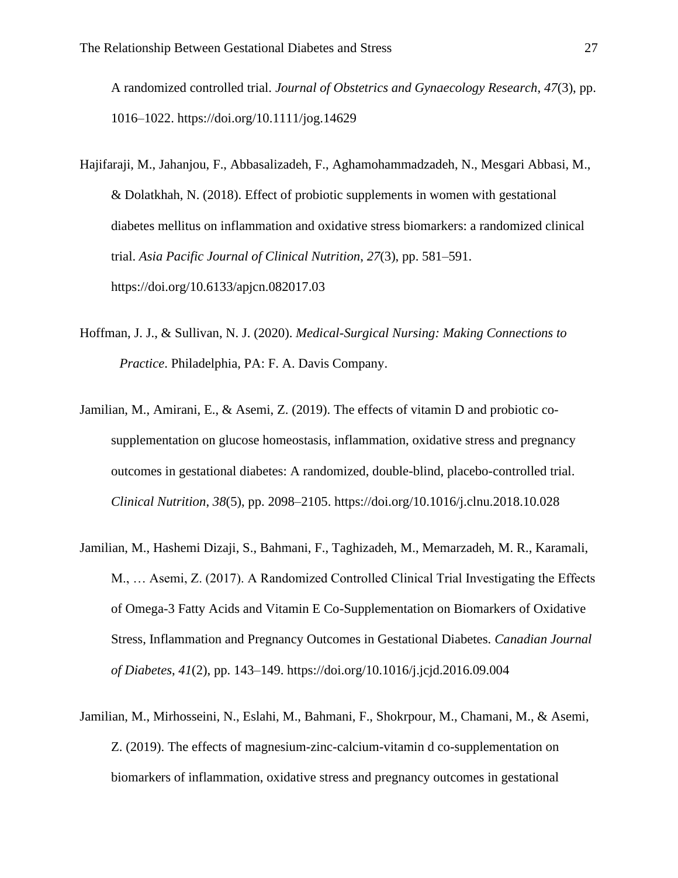A randomized controlled trial. *Journal of Obstetrics and Gynaecology Research*, *47*(3), pp. 1016–1022. https://doi.org/10.1111/jog.14629

Hajifaraji, M., Jahanjou, F., Abbasalizadeh, F., Aghamohammadzadeh, N., Mesgari Abbasi, M., & Dolatkhah, N. (2018). Effect of probiotic supplements in women with gestational diabetes mellitus on inflammation and oxidative stress biomarkers: a randomized clinical trial. *Asia Pacific Journal of Clinical Nutrition*, *27*(3), pp. 581–591. https://doi.org/10.6133/apjcn.082017.03

Hoffman, J. J., & Sullivan, N. J. (2020). *Medical-Surgical Nursing: Making Connections to Practice*. Philadelphia, PA: F. A. Davis Company.

Jamilian, M., Amirani, E., & Asemi, Z. (2019). The effects of vitamin D and probiotic co-supplementation on glucose homeostasis, inflammation, oxidative stress and pregnancy outcomes in gestational diabetes: A randomized, double-blind, placebo-controlled trial. *Clinical Nutrition*, *38*(5), pp. 2098–2105. https://doi.org/10.1016/j.clnu.2018.10.028

Jamilian, M., Hashemi Dizaji, S., Bahmani, F., Taghizadeh, M., Memarzadeh, M. R., Karamali, M., … Asemi, Z. (2017). A Randomized Controlled Clinical Trial Investigating the Effects of Omega-3 Fatty Acids and Vitamin E Co-Supplementation on Biomarkers of Oxidative Stress, Inflammation and Pregnancy Outcomes in Gestational Diabetes. *Canadian Journal of Diabetes*, *41*(2), pp. 143–149. https://doi.org/10.1016/j.jcjd.2016.09.004

Jamilian, M., Mirhosseini, N., Eslahi, M., Bahmani, F., Shokrpour, M., Chamani, M., & Asemi, Z. (2019). The effects of magnesium-zinc-calcium-vitamin d co-supplementation on biomarkers of inflammation, oxidative stress and pregnancy outcomes in gestational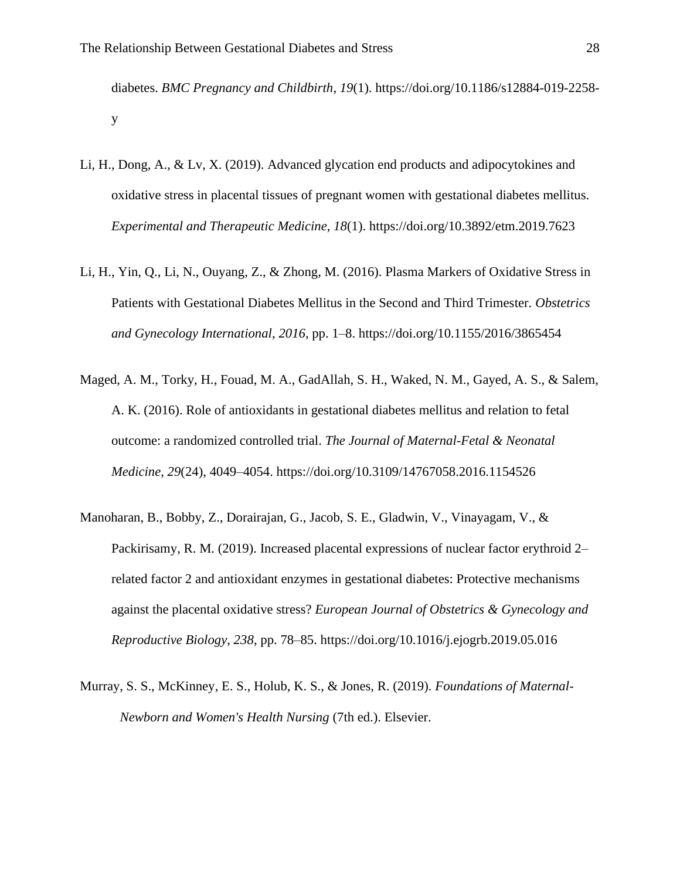diabetes. *BMC Pregnancy and Childbirth*, *19*(1). https://doi.org/10.1186/s12884-019-2258-y

Li, H., Dong, A., & Lv, X. (2019). Advanced glycation end products and adipocytokines and oxidative stress in placental tissues of pregnant women with gestational diabetes mellitus. *Experimental and Therapeutic Medicine*, *18*(1). https://doi.org/10.3892/etm.2019.7623

Li, H., Yin, Q., Li, N., Ouyang, Z., & Zhong, M. (2016). Plasma Markers of Oxidative Stress in Patients with Gestational Diabetes Mellitus in the Second and Third Trimester. *Obstetrics and Gynecology International*, *2016*, pp. 1–8. https://doi.org/10.1155/2016/3865454

Maged, A. M., Torky, H., Fouad, M. A., GadAllah, S. H., Waked, N. M., Gayed, A. S., & Salem, A. K. (2016). Role of antioxidants in gestational diabetes mellitus and relation to fetal outcome: a randomized controlled trial. *The Journal of Maternal-Fetal & Neonatal Medicine*, *29*(24), 4049–4054. https://doi.org/10.3109/14767058.2016.1154526

Manoharan, B., Bobby, Z., Dorairajan, G., Jacob, S. E., Gladwin, V., Vinayagam, V., & Packirisamy, R. M. (2019). Increased placental expressions of nuclear factor erythroid 2–related factor 2 and antioxidant enzymes in gestational diabetes: Protective mechanisms against the placental oxidative stress? *European Journal of Obstetrics & Gynecology and Reproductive Biology*, *238*, pp. 78–85. https://doi.org/10.1016/j.ejogrb.2019.05.016

Murray, S. S., McKinney, E. S., Holub, K. S., & Jones, R. (2019). *Foundations of Maternal-Newborn and Women's Health Nursing* (7th ed.). Elsevier.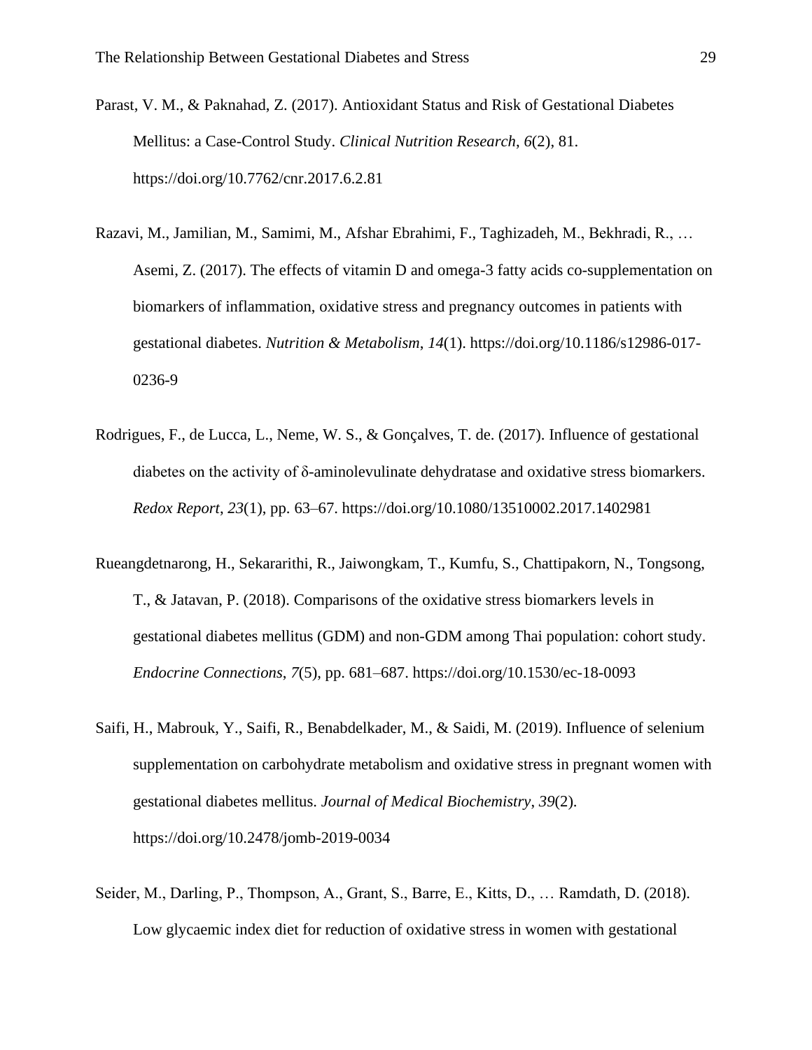Parast, V. M., & Paknahad, Z. (2017). Antioxidant Status and Risk of Gestational Diabetes Mellitus: a Case-Control Study. *Clinical Nutrition Research*, *6*(2), 81. https://doi.org/10.7762/cnr.2017.6.2.81

Razavi, M., Jamilian, M., Samimi, M., Afshar Ebrahimi, F., Taghizadeh, M., Bekhradi, R., … Asemi, Z. (2017). The effects of vitamin D and omega-3 fatty acids co-supplementation on biomarkers of inflammation, oxidative stress and pregnancy outcomes in patients with gestational diabetes. *Nutrition & Metabolism*, *14*(1). https://doi.org/10.1186/s12986-017-0236-9

Rodrigues, F., de Lucca, L., Neme, W. S., & Gonçalves, T. de. (2017). Influence of gestational diabetes on the activity of δ-aminolevulinate dehydratase and oxidative stress biomarkers. *Redox Report*, *23*(1), pp. 63–67. https://doi.org/10.1080/13510002.2017.1402981

Rueangdetnarong, H., Sekararithi, R., Jaiwongkam, T., Kumfu, S., Chattipakorn, N., Tongsong, T., & Jatavan, P. (2018). Comparisons of the oxidative stress biomarkers levels in gestational diabetes mellitus (GDM) and non-GDM among Thai population: cohort study. *Endocrine Connections*, *7*(5), pp. 681–687. https://doi.org/10.1530/ec-18-0093

Saifi, H., Mabrouk, Y., Saifi, R., Benabdelkader, M., & Saidi, M. (2019). Influence of selenium supplementation on carbohydrate metabolism and oxidative stress in pregnant women with gestational diabetes mellitus. *Journal of Medical Biochemistry*, *39*(2). https://doi.org/10.2478/jomb-2019-0034

Seider, M., Darling, P., Thompson, A., Grant, S., Barre, E., Kitts, D., … Ramdath, D. (2018). Low glycaemic index diet for reduction of oxidative stress in women with gestational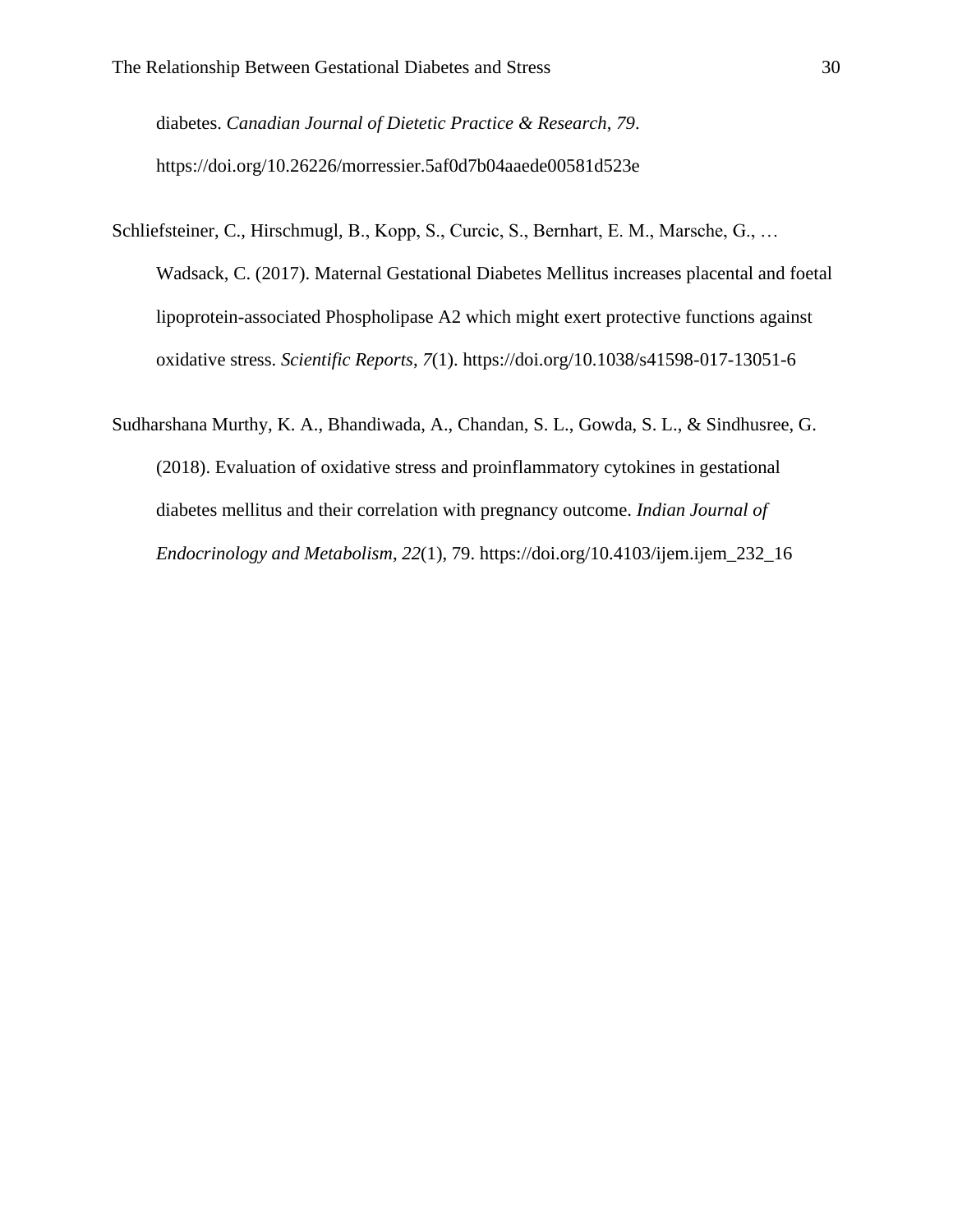diabetes. *Canadian Journal of Dietetic Practice & Research*, *79*. https://doi.org/10.26226/morressier.5af0d7b04aaede00581d523e

Schliefsteiner, C., Hirschmugl, B., Kopp, S., Curcic, S., Bernhart, E. M., Marsche, G., … Wadsack, C. (2017). Maternal Gestational Diabetes Mellitus increases placental and foetal lipoprotein-associated Phospholipase A2 which might exert protective functions against oxidative stress. *Scientific Reports*, *7*(1). https://doi.org/10.1038/s41598-017-13051-6

Sudharshana Murthy, K. A., Bhandiwada, A., Chandan, S. L., Gowda, S. L., & Sindhusree, G. (2018). Evaluation of oxidative stress and proinflammatory cytokines in gestational diabetes mellitus and their correlation with pregnancy outcome. *Indian Journal of Endocrinology and Metabolism*, *22*(1), 79. https://doi.org/10.4103/ijem.ijem_232_16